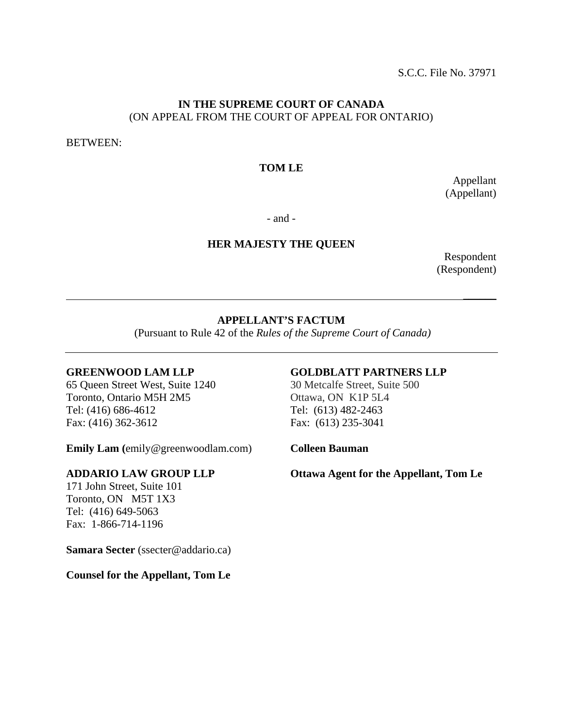S.C.C. File No. 37971

**IN THE SUPREME COURT OF CANADA**
(ON APPEAL FROM THE COURT OF APPEAL FOR ONTARIO)

BETWEEN:

**TOM LE**

Appellant
(Appellant)

- and -

**HER MAJESTY THE QUEEN**

Respondent
(Respondent)

---

**APPELLANT'S FACTUM**
(Pursuant to Rule 42 of the *Rules of the Supreme Court of Canada)*

---

**GREENWOOD LAM LLP**
65 Queen Street West, Suite 1240
Toronto, Ontario M5H 2M5
Tel: (416) 686-4612
Fax: (416) 362-3612

**Emily Lam (**emily@greenwoodlam.com)

**ADDARIO LAW GROUP LLP**
171 John Street, Suite 101
Toronto, ON M5T 1X3
Tel: (416) 649-5063
Fax: 1-866-714-1196

**Samara Secter** (ssecter@addario.ca)

**Counsel for the Appellant, Tom Le**

**GOLDBLATT PARTNERS LLP**
30 Metcalfe Street, Suite 500
Ottawa, ON K1P 5L4
Tel: (613) 482-2463
Fax: (613) 235-3041

**Colleen Bauman**

**Ottawa Agent for the Appellant, Tom Le**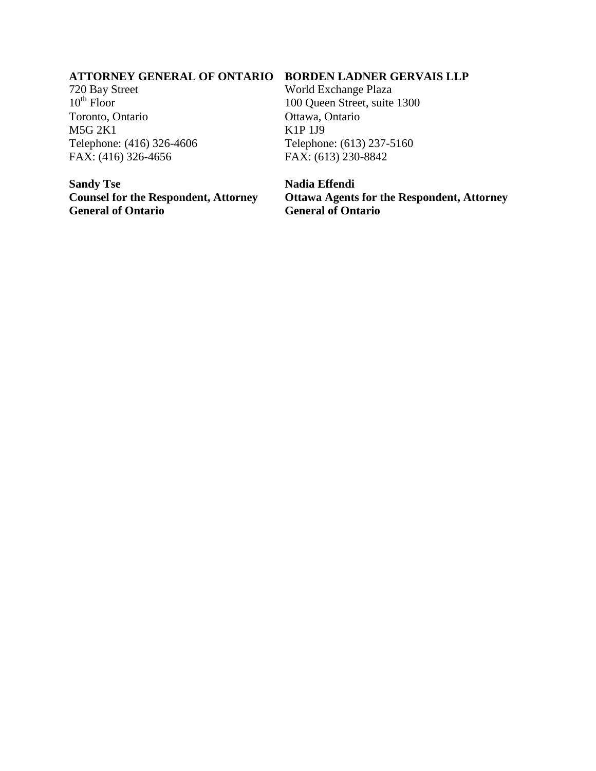**ATTORNEY GENERAL OF ONTARIO**
720 Bay Street
10th Floor
Toronto, Ontario
M5G 2K1
Telephone: (416) 326-4606
FAX: (416) 326-4656

**Sandy Tse**
**Counsel for the Respondent, Attorney General of Ontario**

**BORDEN LADNER GERVAIS LLP**
World Exchange Plaza
100 Queen Street, suite 1300
Ottawa, Ontario
K1P 1J9
Telephone: (613) 237-5160
FAX: (613) 230-8842

**Nadia Effendi**
**Ottawa Agents for the Respondent, Attorney General of Ontario**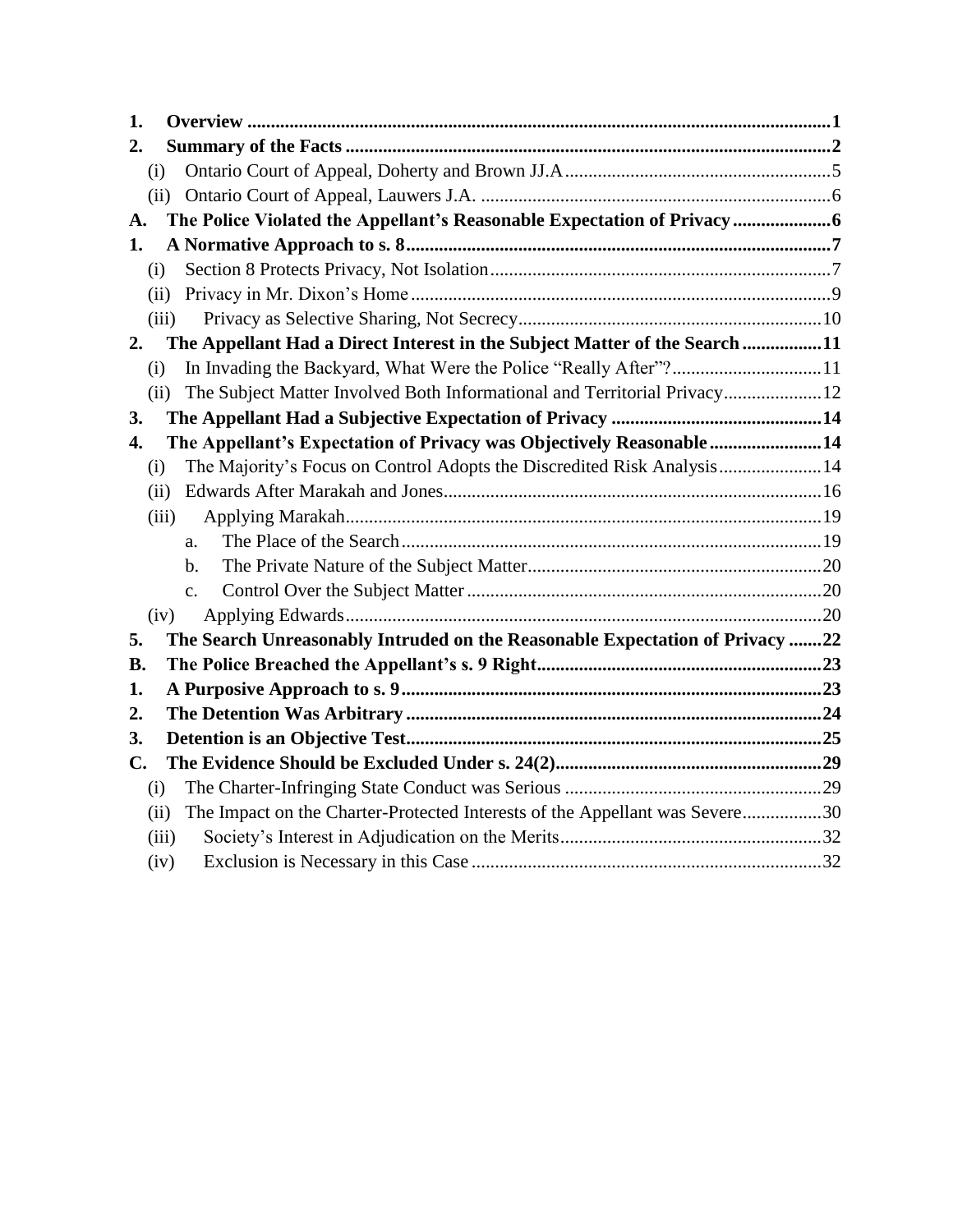**1. Overview** ....... 1

**2. Summary of the Facts** ....... 2

(i) Ontario Court of Appeal, Doherty and Brown JJ.A ....... 5

(ii) Ontario Court of Appeal, Lauwers J.A. ....... 6

**A. The Police Violated the Appellant's Reasonable Expectation of Privacy** ....... 6

**1. A Normative Approach to s. 8** ....... 7

(i) Section 8 Protects Privacy, Not Isolation ....... 7

(ii) Privacy in Mr. Dixon's Home ....... 9

(iii) Privacy as Selective Sharing, Not Secrecy ....... 10

**2. The Appellant Had a Direct Interest in the Subject Matter of the Search** ....... 11

(i) In Invading the Backyard, What Were the Police "Really After"? ....... 11

(ii) The Subject Matter Involved Both Informational and Territorial Privacy ....... 12

**3. The Appellant Had a Subjective Expectation of Privacy** ....... 14

**4. The Appellant's Expectation of Privacy was Objectively Reasonable** ....... 14

(i) The Majority's Focus on Control Adopts the Discredited Risk Analysis ....... 14

(ii) Edwards After Marakah and Jones ....... 16

(iii) Applying Marakah ....... 19

a. The Place of the Search ....... 19

b. The Private Nature of the Subject Matter ....... 20

c. Control Over the Subject Matter ....... 20

(iv) Applying Edwards ....... 20

**5. The Search Unreasonably Intruded on the Reasonable Expectation of Privacy** ....... 22

**B. The Police Breached the Appellant's s. 9 Right** ....... 23

**1. A Purposive Approach to s. 9** ....... 23

**2. The Detention Was Arbitrary** ....... 24

**3. Detention is an Objective Test** ....... 25

**C. The Evidence Should be Excluded Under s. 24(2)** ....... 29

(i) The Charter-Infringing State Conduct was Serious ....... 29

(ii) The Impact on the Charter-Protected Interests of the Appellant was Severe ....... 30

(iii) Society's Interest in Adjudication on the Merits ....... 32

(iv) Exclusion is Necessary in this Case ....... 32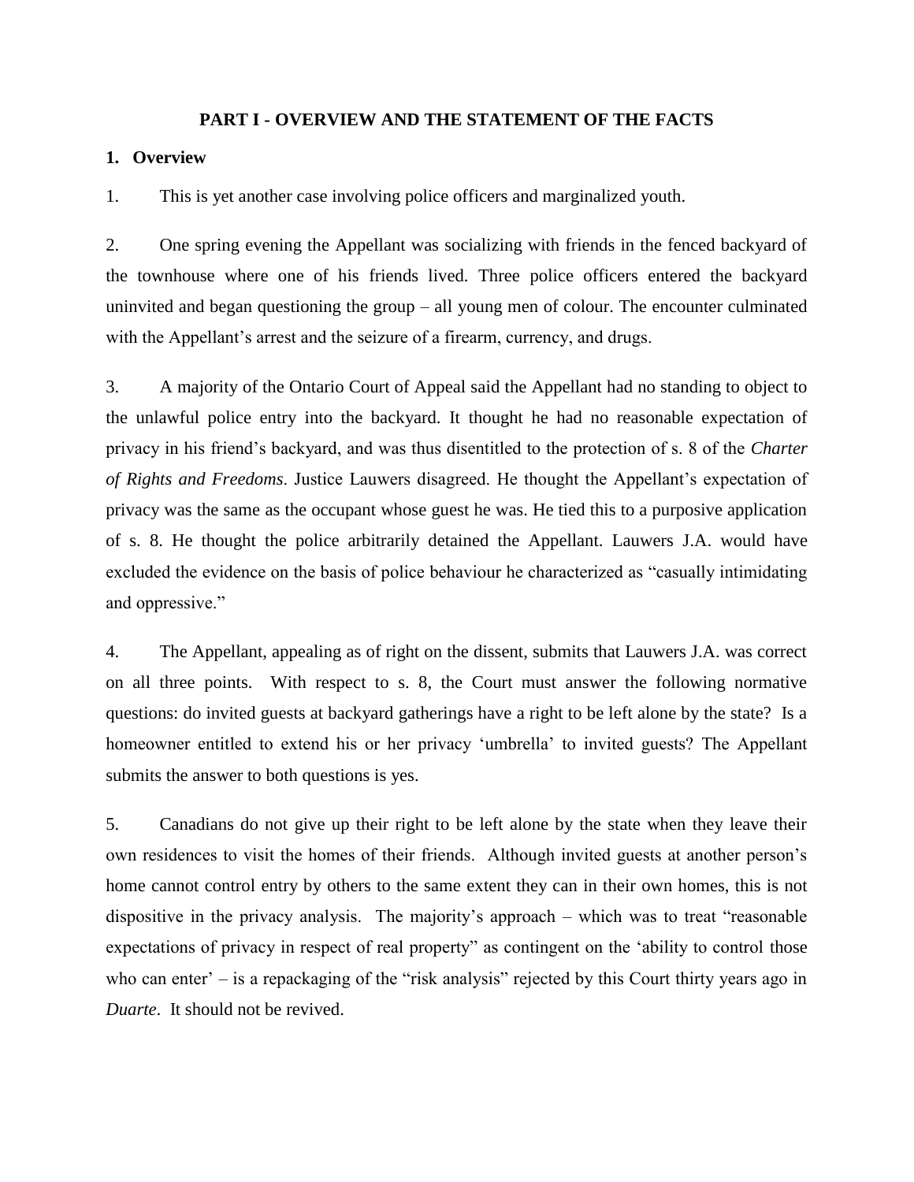# PART I - OVERVIEW AND THE STATEMENT OF THE FACTS

## 1. Overview

1. This is yet another case involving police officers and marginalized youth.

2. One spring evening the Appellant was socializing with friends in the fenced backyard of the townhouse where one of his friends lived. Three police officers entered the backyard uninvited and began questioning the group – all young men of colour. The encounter culminated with the Appellant's arrest and the seizure of a firearm, currency, and drugs.

3. A majority of the Ontario Court of Appeal said the Appellant had no standing to object to the unlawful police entry into the backyard. It thought he had no reasonable expectation of privacy in his friend's backyard, and was thus disentitled to the protection of s. 8 of the *Charter of Rights and Freedoms*. Justice Lauwers disagreed. He thought the Appellant's expectation of privacy was the same as the occupant whose guest he was. He tied this to a purposive application of s. 8. He thought the police arbitrarily detained the Appellant. Lauwers J.A. would have excluded the evidence on the basis of police behaviour he characterized as "casually intimidating and oppressive."

4. The Appellant, appealing as of right on the dissent, submits that Lauwers J.A. was correct on all three points. With respect to s. 8, the Court must answer the following normative questions: do invited guests at backyard gatherings have a right to be left alone by the state? Is a homeowner entitled to extend his or her privacy 'umbrella' to invited guests? The Appellant submits the answer to both questions is yes.

5. Canadians do not give up their right to be left alone by the state when they leave their own residences to visit the homes of their friends. Although invited guests at another person's home cannot control entry by others to the same extent they can in their own homes, this is not dispositive in the privacy analysis. The majority's approach – which was to treat "reasonable expectations of privacy in respect of real property" as contingent on the 'ability to control those who can enter' – is a repackaging of the "risk analysis" rejected by this Court thirty years ago in *Duarte*. It should not be revived.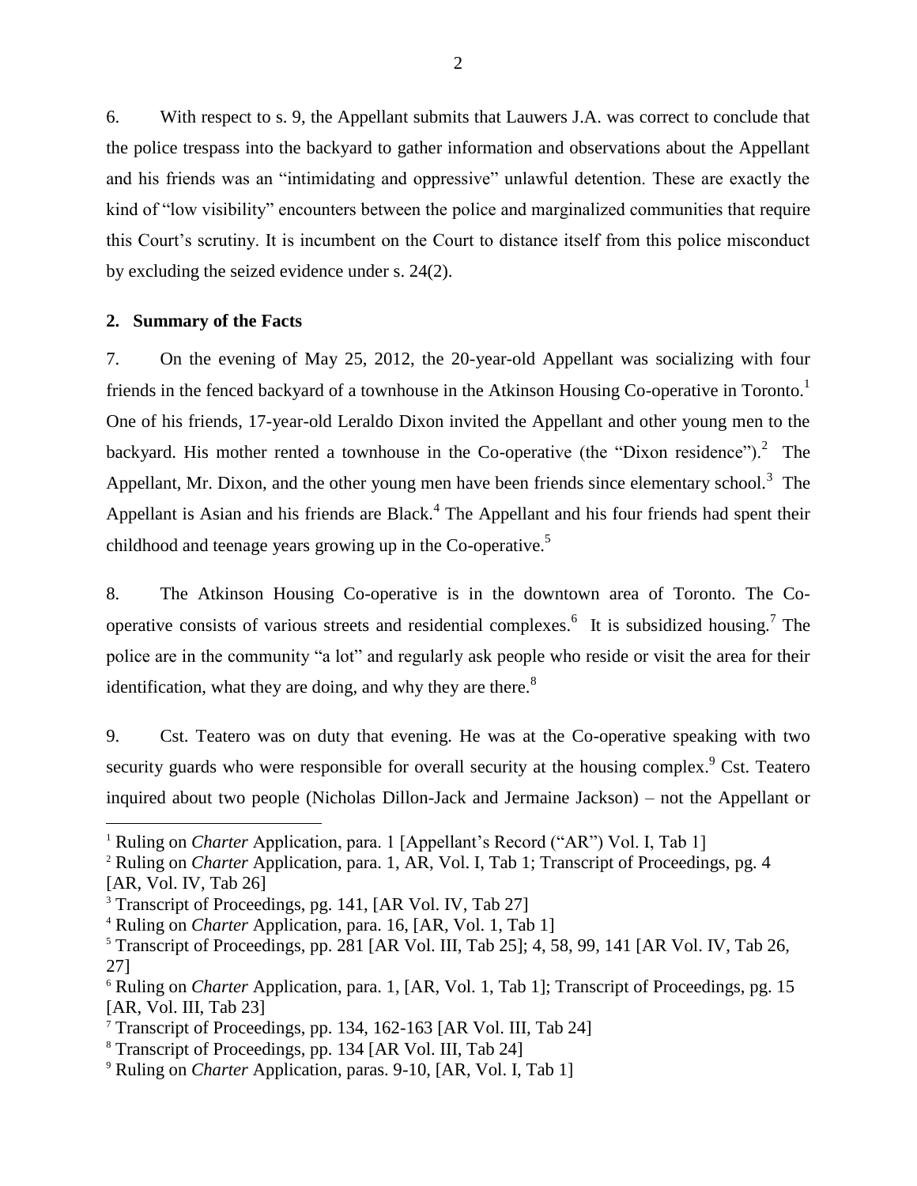6. With respect to s. 9, the Appellant submits that Lauwers J.A. was correct to conclude that the police trespass into the backyard to gather information and observations about the Appellant and his friends was an "intimidating and oppressive" unlawful detention. These are exactly the kind of "low visibility" encounters between the police and marginalized communities that require this Court's scrutiny. It is incumbent on the Court to distance itself from this police misconduct by excluding the seized evidence under s. 24(2).

## 2. Summary of the Facts

7. On the evening of May 25, 2012, the 20-year-old Appellant was socializing with four friends in the fenced backyard of a townhouse in the Atkinson Housing Co-operative in Toronto.[1] One of his friends, 17-year-old Leraldo Dixon invited the Appellant and other young men to the backyard. His mother rented a townhouse in the Co-operative (the "Dixon residence").[2] The Appellant, Mr. Dixon, and the other young men have been friends since elementary school.[3] The Appellant is Asian and his friends are Black.[4] The Appellant and his four friends had spent their childhood and teenage years growing up in the Co-operative.[5]

8. The Atkinson Housing Co-operative is in the downtown area of Toronto. The Co-operative consists of various streets and residential complexes.[6] It is subsidized housing.[7] The police are in the community "a lot" and regularly ask people who reside or visit the area for their identification, what they are doing, and why they are there.[8]

9. Cst. Teatero was on duty that evening. He was at the Co-operative speaking with two security guards who were responsible for overall security at the housing complex.[9] Cst. Teatero inquired about two people (Nicholas Dillon-Jack and Jermaine Jackson) – not the Appellant or

---

[1] Ruling on *Charter* Application, para. 1 [Appellant's Record ("AR") Vol. I, Tab 1]

[2] Ruling on *Charter* Application, para. 1, AR, Vol. I, Tab 1; Transcript of Proceedings, pg. 4 [AR, Vol. IV, Tab 26]

[3] Transcript of Proceedings, pg. 141, [AR Vol. IV, Tab 27]

[4] Ruling on *Charter* Application, para. 16, [AR, Vol. 1, Tab 1]

[5] Transcript of Proceedings, pp. 281 [AR Vol. III, Tab 25]; 4, 58, 99, 141 [AR Vol. IV, Tab 26, 27]

[6] Ruling on *Charter* Application, para. 1, [AR, Vol. 1, Tab 1]; Transcript of Proceedings, pg. 15 [AR, Vol. III, Tab 23]

[7] Transcript of Proceedings, pp. 134, 162-163 [AR Vol. III, Tab 24]

[8] Transcript of Proceedings, pp. 134 [AR Vol. III, Tab 24]

[9] Ruling on *Charter* Application, paras. 9-10, [AR, Vol. I, Tab 1]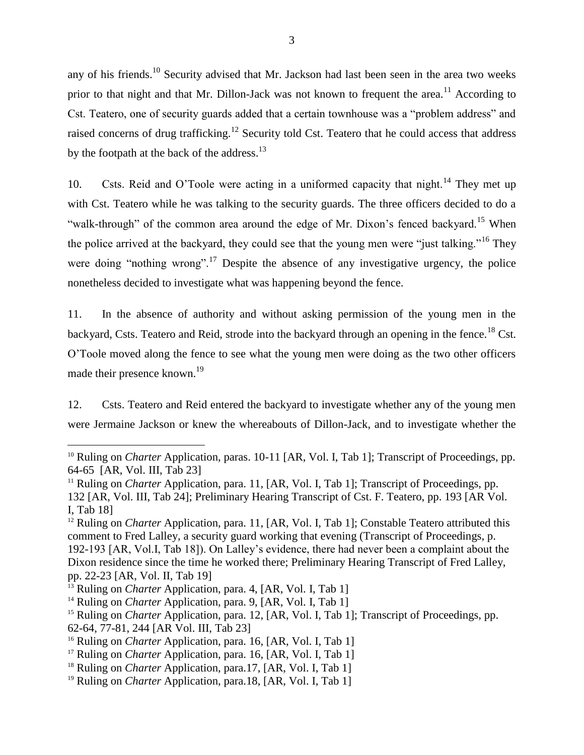any of his friends.[10] Security advised that Mr. Jackson had last been seen in the area two weeks prior to that night and that Mr. Dillon-Jack was not known to frequent the area.[11] According to Cst. Teatero, one of security guards added that a certain townhouse was a "problem address" and raised concerns of drug trafficking.[12] Security told Cst. Teatero that he could access that address by the footpath at the back of the address.[13]

10. Csts. Reid and O'Toole were acting in a uniformed capacity that night.[14] They met up with Cst. Teatero while he was talking to the security guards. The three officers decided to do a "walk-through" of the common area around the edge of Mr. Dixon's fenced backyard.[15] When the police arrived at the backyard, they could see that the young men were "just talking."[16] They were doing "nothing wrong".[17] Despite the absence of any investigative urgency, the police nonetheless decided to investigate what was happening beyond the fence.

11. In the absence of authority and without asking permission of the young men in the backyard, Csts. Teatero and Reid, strode into the backyard through an opening in the fence.[18] Cst. O'Toole moved along the fence to see what the young men were doing as the two other officers made their presence known.[19]

12. Csts. Teatero and Reid entered the backyard to investigate whether any of the young men were Jermaine Jackson or knew the whereabouts of Dillon-Jack, and to investigate whether the

---

[10] Ruling on *Charter* Application, paras. 10-11 [AR, Vol. I, Tab 1]; Transcript of Proceedings, pp. 64-65 [AR, Vol. III, Tab 23]

[11] Ruling on *Charter* Application, para. 11, [AR, Vol. I, Tab 1]; Transcript of Proceedings, pp. 132 [AR, Vol. III, Tab 24]; Preliminary Hearing Transcript of Cst. F. Teatero, pp. 193 [AR Vol. I, Tab 18]

[12] Ruling on *Charter* Application, para. 11, [AR, Vol. I, Tab 1]; Constable Teatero attributed this comment to Fred Lalley, a security guard working that evening (Transcript of Proceedings, p. 192-193 [AR, Vol.I, Tab 18]). On Lalley's evidence, there had never been a complaint about the Dixon residence since the time he worked there; Preliminary Hearing Transcript of Fred Lalley, pp. 22-23 [AR, Vol. II, Tab 19]

[13] Ruling on *Charter* Application, para. 4, [AR, Vol. I, Tab 1]

[14] Ruling on *Charter* Application, para. 9, [AR, Vol. I, Tab 1]

[15] Ruling on *Charter* Application, para. 12, [AR, Vol. I, Tab 1]; Transcript of Proceedings, pp. 62-64, 77-81, 244 [AR Vol. III, Tab 23]

[16] Ruling on *Charter* Application, para. 16, [AR, Vol. I, Tab 1]

[17] Ruling on *Charter* Application, para. 16, [AR, Vol. I, Tab 1]

[18] Ruling on *Charter* Application, para.17, [AR, Vol. I, Tab 1]

[19] Ruling on *Charter* Application, para.18, [AR, Vol. I, Tab 1]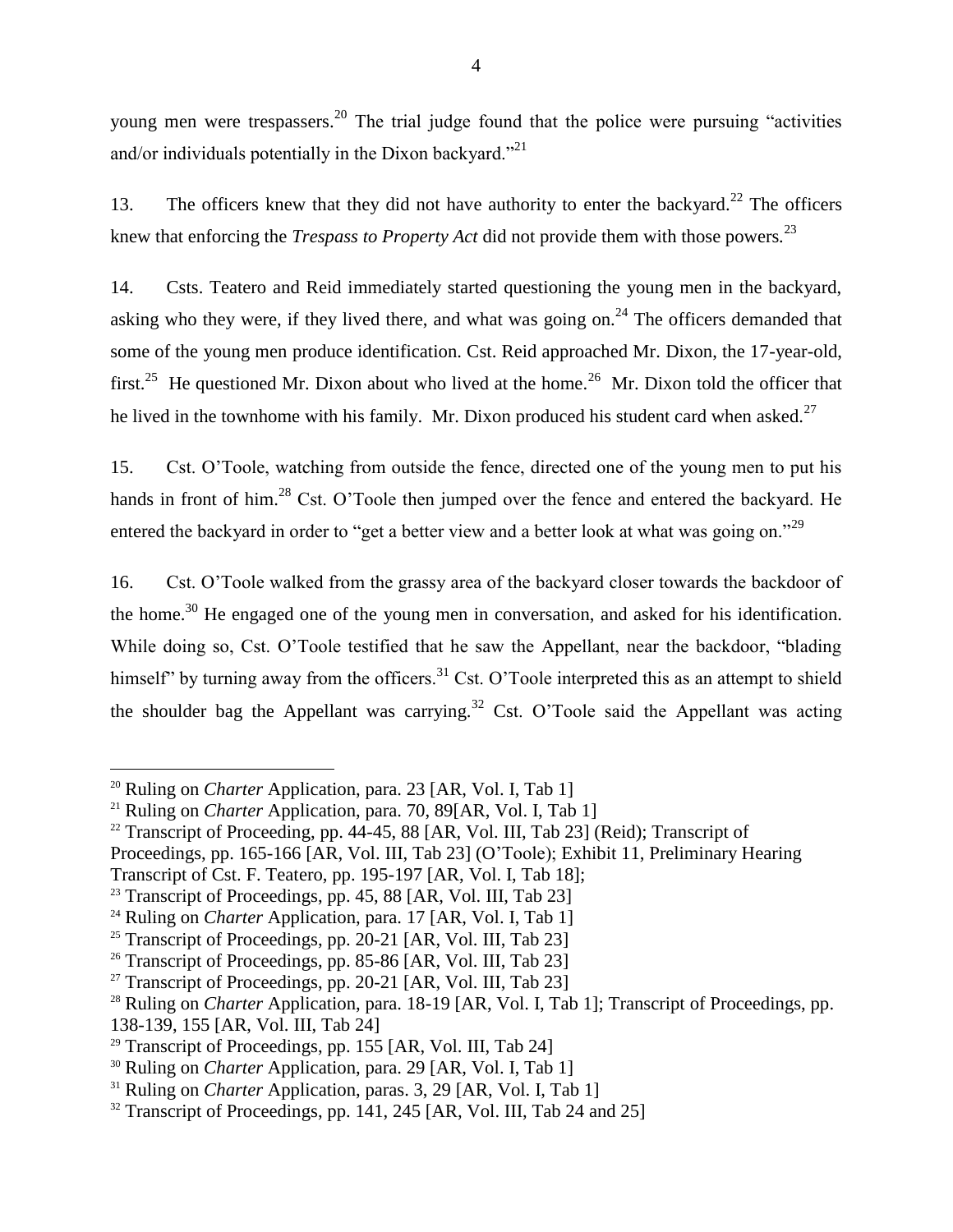young men were trespassers.[20] The trial judge found that the police were pursuing "activities and/or individuals potentially in the Dixon backyard."[21]

13. The officers knew that they did not have authority to enter the backyard.[22] The officers knew that enforcing the *Trespass to Property Act* did not provide them with those powers.[23]

14. Csts. Teatero and Reid immediately started questioning the young men in the backyard, asking who they were, if they lived there, and what was going on.[24] The officers demanded that some of the young men produce identification. Cst. Reid approached Mr. Dixon, the 17-year-old, first.[25] He questioned Mr. Dixon about who lived at the home.[26] Mr. Dixon told the officer that he lived in the townhome with his family. Mr. Dixon produced his student card when asked.[27]

15. Cst. O'Toole, watching from outside the fence, directed one of the young men to put his hands in front of him.[28] Cst. O'Toole then jumped over the fence and entered the backyard. He entered the backyard in order to "get a better view and a better look at what was going on."[29]

16. Cst. O'Toole walked from the grassy area of the backyard closer towards the backdoor of the home.[30] He engaged one of the young men in conversation, and asked for his identification. While doing so, Cst. O'Toole testified that he saw the Appellant, near the backdoor, "blading himself" by turning away from the officers.[31] Cst. O'Toole interpreted this as an attempt to shield the shoulder bag the Appellant was carrying.[32] Cst. O'Toole said the Appellant was acting

---

[20] Ruling on *Charter* Application, para. 23 [AR, Vol. I, Tab 1]

[21] Ruling on *Charter* Application, para. 70, 89[AR, Vol. I, Tab 1]

[22] Transcript of Proceeding, pp. 44-45, 88 [AR, Vol. III, Tab 23] (Reid); Transcript of Proceedings, pp. 165-166 [AR, Vol. III, Tab 23] (O'Toole); Exhibit 11, Preliminary Hearing Transcript of Cst. F. Teatero, pp. 195-197 [AR, Vol. I, Tab 18];

[23] Transcript of Proceedings, pp. 45, 88 [AR, Vol. III, Tab 23]

[24] Ruling on *Charter* Application, para. 17 [AR, Vol. I, Tab 1]

[25] Transcript of Proceedings, pp. 20-21 [AR, Vol. III, Tab 23]

[26] Transcript of Proceedings, pp. 85-86 [AR, Vol. III, Tab 23]

[27] Transcript of Proceedings, pp. 20-21 [AR, Vol. III, Tab 23]

[28] Ruling on *Charter* Application, para. 18-19 [AR, Vol. I, Tab 1]; Transcript of Proceedings, pp. 138-139, 155 [AR, Vol. III, Tab 24]

[29] Transcript of Proceedings, pp. 155 [AR, Vol. III, Tab 24]

[30] Ruling on *Charter* Application, para. 29 [AR, Vol. I, Tab 1]

[31] Ruling on *Charter* Application, paras. 3, 29 [AR, Vol. I, Tab 1]

[32] Transcript of Proceedings, pp. 141, 245 [AR, Vol. III, Tab 24 and 25]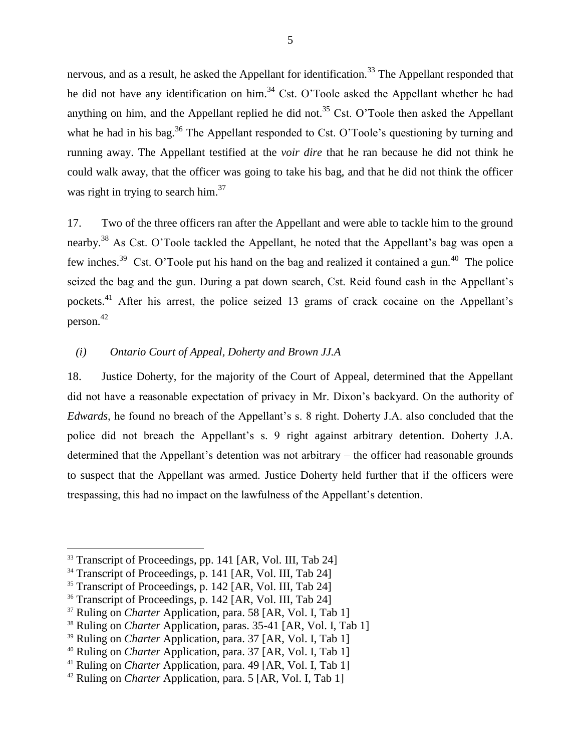nervous, and as a result, he asked the Appellant for identification.[33] The Appellant responded that he did not have any identification on him.[34] Cst. O'Toole asked the Appellant whether he had anything on him, and the Appellant replied he did not.[35] Cst. O'Toole then asked the Appellant what he had in his bag.[36] The Appellant responded to Cst. O'Toole's questioning by turning and running away. The Appellant testified at the *voir dire* that he ran because he did not think he could walk away, that the officer was going to take his bag, and that he did not think the officer was right in trying to search him.[37]

17. Two of the three officers ran after the Appellant and were able to tackle him to the ground nearby.[38] As Cst. O'Toole tackled the Appellant, he noted that the Appellant's bag was open a few inches.[39] Cst. O'Toole put his hand on the bag and realized it contained a gun.[40] The police seized the bag and the gun. During a pat down search, Cst. Reid found cash in the Appellant's pockets.[41] After his arrest, the police seized 13 grams of crack cocaine on the Appellant's person.[42]

*(i) Ontario Court of Appeal, Doherty and Brown JJ.A*

18. Justice Doherty, for the majority of the Court of Appeal, determined that the Appellant did not have a reasonable expectation of privacy in Mr. Dixon's backyard. On the authority of *Edwards*, he found no breach of the Appellant's s. 8 right. Doherty J.A. also concluded that the police did not breach the Appellant's s. 9 right against arbitrary detention. Doherty J.A. determined that the Appellant's detention was not arbitrary – the officer had reasonable grounds to suspect that the Appellant was armed. Justice Doherty held further that if the officers were trespassing, this had no impact on the lawfulness of the Appellant's detention.

---

[33] Transcript of Proceedings, pp. 141 [AR, Vol. III, Tab 24]

[34] Transcript of Proceedings, p. 141 [AR, Vol. III, Tab 24]

[35] Transcript of Proceedings, p. 142 [AR, Vol. III, Tab 24]

[36] Transcript of Proceedings, p. 142 [AR, Vol. III, Tab 24]

[37] Ruling on *Charter* Application, para. 58 [AR, Vol. I, Tab 1]

[38] Ruling on *Charter* Application, paras. 35-41 [AR, Vol. I, Tab 1]

[39] Ruling on *Charter* Application, para. 37 [AR, Vol. I, Tab 1]

[40] Ruling on *Charter* Application, para. 37 [AR, Vol. I, Tab 1]

[41] Ruling on *Charter* Application, para. 49 [AR, Vol. I, Tab 1]

[42] Ruling on *Charter* Application, para. 5 [AR, Vol. I, Tab 1]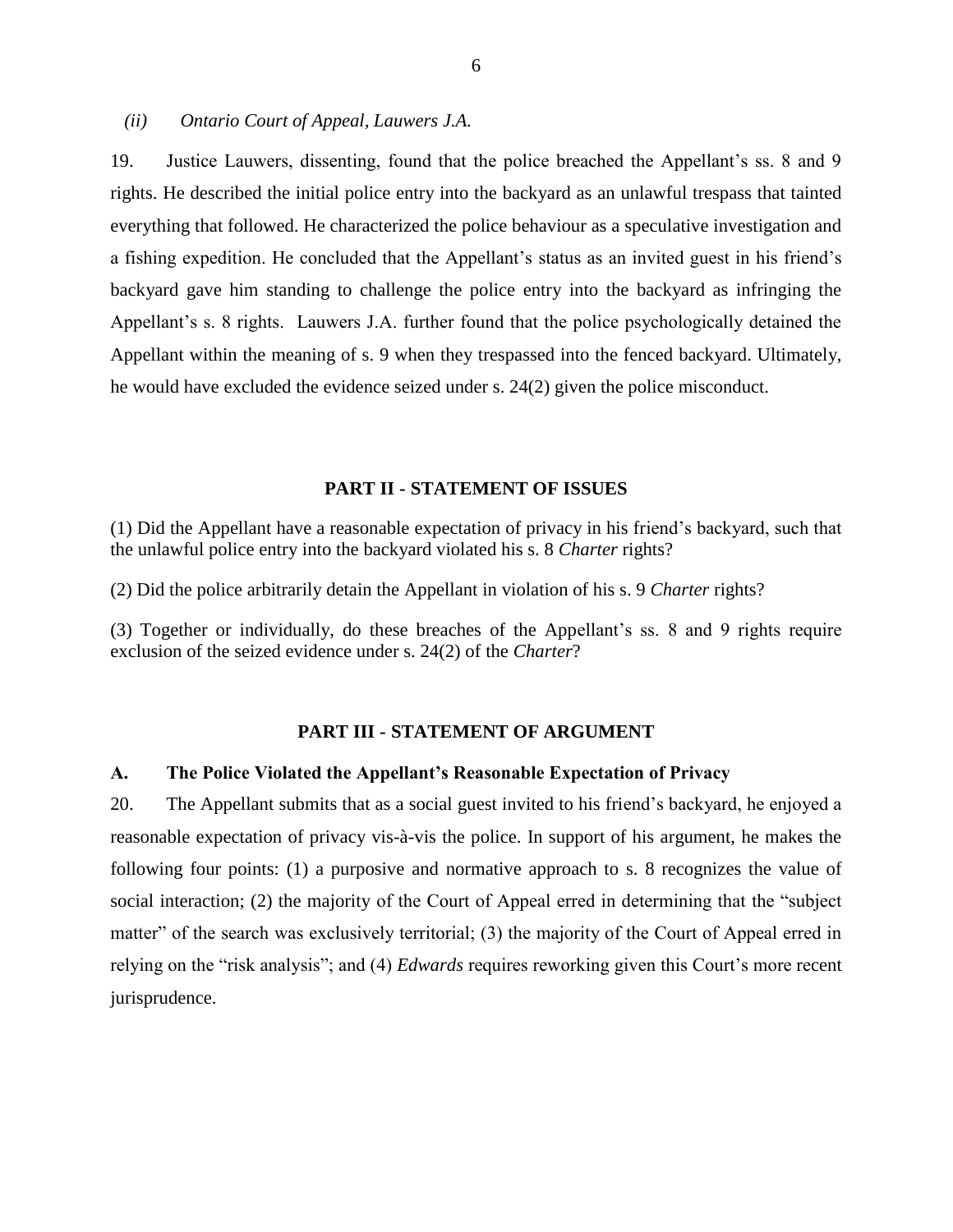*(ii) Ontario Court of Appeal, Lauwers J.A.*

19. Justice Lauwers, dissenting, found that the police breached the Appellant's ss. 8 and 9 rights. He described the initial police entry into the backyard as an unlawful trespass that tainted everything that followed. He characterized the police behaviour as a speculative investigation and a fishing expedition. He concluded that the Appellant's status as an invited guest in his friend's backyard gave him standing to challenge the police entry into the backyard as infringing the Appellant's s. 8 rights. Lauwers J.A. further found that the police psychologically detained the Appellant within the meaning of s. 9 when they trespassed into the fenced backyard. Ultimately, he would have excluded the evidence seized under s. 24(2) given the police misconduct.

## PART II - STATEMENT OF ISSUES

(1) Did the Appellant have a reasonable expectation of privacy in his friend's backyard, such that the unlawful police entry into the backyard violated his s. 8 *Charter* rights?

(2) Did the police arbitrarily detain the Appellant in violation of his s. 9 *Charter* rights?

(3) Together or individually, do these breaches of the Appellant's ss. 8 and 9 rights require exclusion of the seized evidence under s. 24(2) of the *Charter*?

## PART III - STATEMENT OF ARGUMENT

### A. The Police Violated the Appellant's Reasonable Expectation of Privacy

20. The Appellant submits that as a social guest invited to his friend's backyard, he enjoyed a reasonable expectation of privacy vis-à-vis the police. In support of his argument, he makes the following four points: (1) a purposive and normative approach to s. 8 recognizes the value of social interaction; (2) the majority of the Court of Appeal erred in determining that the "subject matter" of the search was exclusively territorial; (3) the majority of the Court of Appeal erred in relying on the "risk analysis"; and (4) *Edwards* requires reworking given this Court's more recent jurisprudence.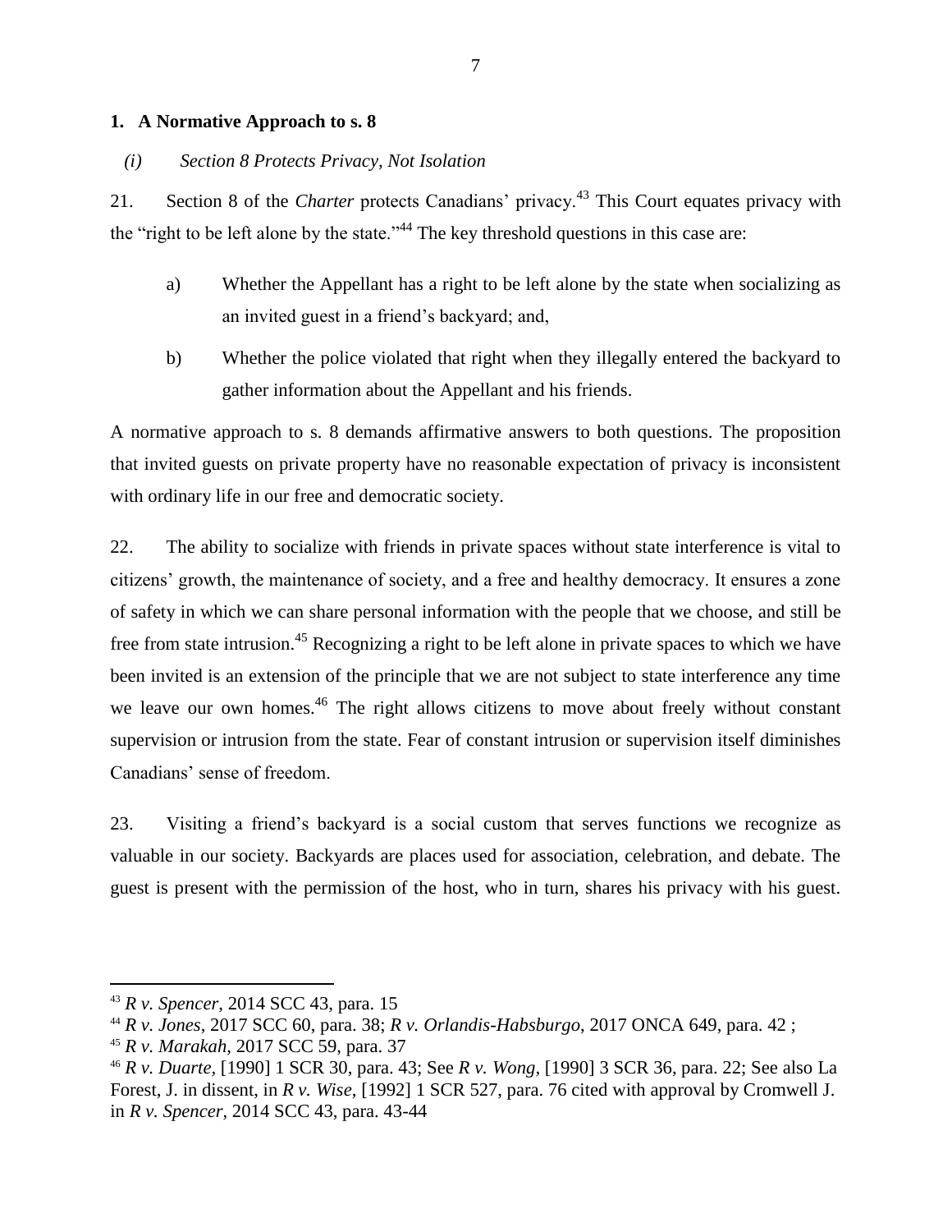## 1. A Normative Approach to s. 8

### *(i) Section 8 Protects Privacy, Not Isolation*

21. Section 8 of the *Charter* protects Canadians' privacy.[43] This Court equates privacy with the "right to be left alone by the state."[44] The key threshold questions in this case are:

a) Whether the Appellant has a right to be left alone by the state when socializing as an invited guest in a friend's backyard; and,

b) Whether the police violated that right when they illegally entered the backyard to gather information about the Appellant and his friends.

A normative approach to s. 8 demands affirmative answers to both questions. The proposition that invited guests on private property have no reasonable expectation of privacy is inconsistent with ordinary life in our free and democratic society.

22. The ability to socialize with friends in private spaces without state interference is vital to citizens' growth, the maintenance of society, and a free and healthy democracy. It ensures a zone of safety in which we can share personal information with the people that we choose, and still be free from state intrusion.[45] Recognizing a right to be left alone in private spaces to which we have been invited is an extension of the principle that we are not subject to state interference any time we leave our own homes.[46] The right allows citizens to move about freely without constant supervision or intrusion from the state. Fear of constant intrusion or supervision itself diminishes Canadians' sense of freedom.

23. Visiting a friend's backyard is a social custom that serves functions we recognize as valuable in our society. Backyards are places used for association, celebration, and debate. The guest is present with the permission of the host, who in turn, shares his privacy with his guest.

---

[43] *R v. Spencer*, 2014 SCC 43, para. 15

[44] *R v. Jones*, 2017 SCC 60, para. 38; *R v. Orlandis-Habsburgo*, 2017 ONCA 649, para. 42 ;

[45] *R v. Marakah*, 2017 SCC 59, para. 37

[46] *R v. Duarte,* [1990] 1 SCR 30, para. 43; See *R v. Wong*, [1990] 3 SCR 36, para. 22; See also La Forest, J. in dissent, in *R v. Wise*, [1992] 1 SCR 527, para. 76 cited with approval by Cromwell J. in *R v. Spencer*, 2014 SCC 43, para. 43-44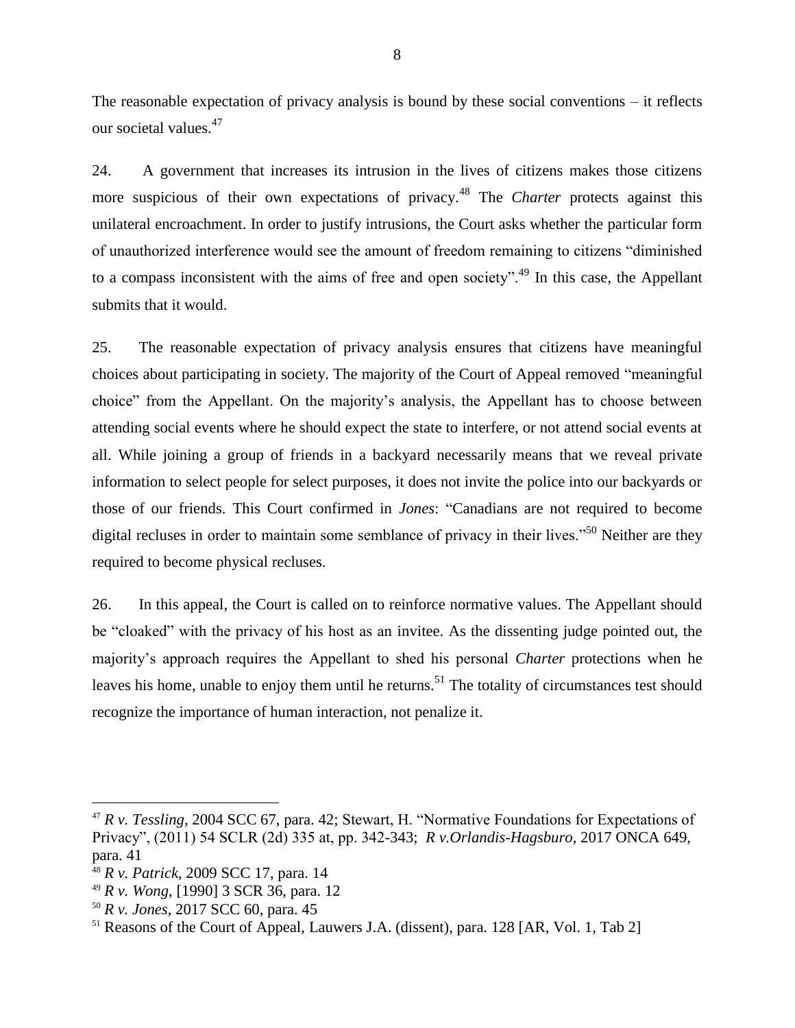The reasonable expectation of privacy analysis is bound by these social conventions – it reflects our societal values.[47]

24. A government that increases its intrusion in the lives of citizens makes those citizens more suspicious of their own expectations of privacy.[48] The *Charter* protects against this unilateral encroachment. In order to justify intrusions, the Court asks whether the particular form of unauthorized interference would see the amount of freedom remaining to citizens "diminished to a compass inconsistent with the aims of free and open society".[49] In this case, the Appellant submits that it would.

25. The reasonable expectation of privacy analysis ensures that citizens have meaningful choices about participating in society. The majority of the Court of Appeal removed "meaningful choice" from the Appellant. On the majority's analysis, the Appellant has to choose between attending social events where he should expect the state to interfere, or not attend social events at all. While joining a group of friends in a backyard necessarily means that we reveal private information to select people for select purposes, it does not invite the police into our backyards or those of our friends. This Court confirmed in *Jones*: "Canadians are not required to become digital recluses in order to maintain some semblance of privacy in their lives."[50] Neither are they required to become physical recluses.

26. In this appeal, the Court is called on to reinforce normative values. The Appellant should be "cloaked" with the privacy of his host as an invitee. As the dissenting judge pointed out, the majority's approach requires the Appellant to shed his personal *Charter* protections when he leaves his home, unable to enjoy them until he returns.[51] The totality of circumstances test should recognize the importance of human interaction, not penalize it.

---

[47] *R v. Tessling*, 2004 SCC 67, para. 42; Stewart, H. "Normative Foundations for Expectations of Privacy", (2011) 54 SCLR (2d) 335 at, pp. 342-343; *R v.Orlandis-Hagsburo*, 2017 ONCA 649, para. 41

[48] *R v. Patrick*, 2009 SCC 17, para. 14

[49] *R v. Wong*, [1990] 3 SCR 36, para. 12

[50] *R v. Jones*, 2017 SCC 60, para. 45

[51] Reasons of the Court of Appeal, Lauwers J.A. (dissent), para. 128 [AR, Vol. 1, Tab 2]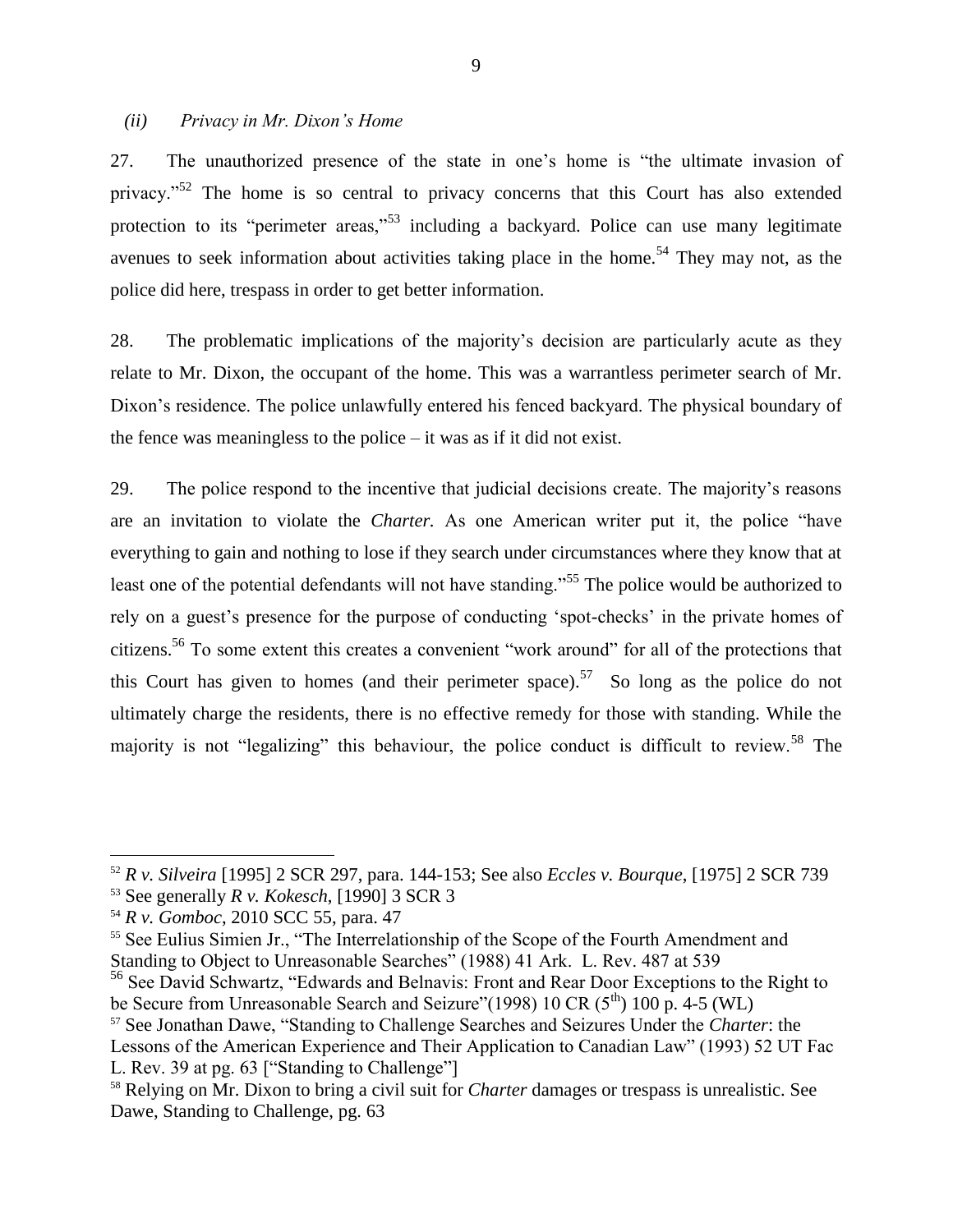### *(ii) Privacy in Mr. Dixon's Home*

27. The unauthorized presence of the state in one's home is "the ultimate invasion of privacy."[52] The home is so central to privacy concerns that this Court has also extended protection to its "perimeter areas,"[53] including a backyard. Police can use many legitimate avenues to seek information about activities taking place in the home.[54] They may not, as the police did here, trespass in order to get better information.

28. The problematic implications of the majority's decision are particularly acute as they relate to Mr. Dixon, the occupant of the home. This was a warrantless perimeter search of Mr. Dixon's residence. The police unlawfully entered his fenced backyard. The physical boundary of the fence was meaningless to the police – it was as if it did not exist.

29. The police respond to the incentive that judicial decisions create. The majority's reasons are an invitation to violate the *Charter.* As one American writer put it, the police "have everything to gain and nothing to lose if they search under circumstances where they know that at least one of the potential defendants will not have standing."[55] The police would be authorized to rely on a guest's presence for the purpose of conducting 'spot-checks' in the private homes of citizens.[56] To some extent this creates a convenient "work around" for all of the protections that this Court has given to homes (and their perimeter space).[57] So long as the police do not ultimately charge the residents, there is no effective remedy for those with standing. While the majority is not "legalizing" this behaviour, the police conduct is difficult to review.[58] The

---

[52] *R v. Silveira* [1995] 2 SCR 297, para. 144-153; See also *Eccles v. Bourque*, [1975] 2 SCR 739

[53] See generally *R v. Kokesch*, [1990] 3 SCR 3

[54] *R v. Gomboc*, 2010 SCC 55, para. 47

[55] See Eulius Simien Jr., "The Interrelationship of the Scope of the Fourth Amendment and Standing to Object to Unreasonable Searches" (1988) 41 Ark. L. Rev. 487 at 539

[56] See David Schwartz, "Edwards and Belnavis: Front and Rear Door Exceptions to the Right to be Secure from Unreasonable Search and Seizure"(1998) 10 CR (5th) 100 p. 4-5 (WL)

[57] See Jonathan Dawe, "Standing to Challenge Searches and Seizures Under the *Charter*: the Lessons of the American Experience and Their Application to Canadian Law" (1993) 52 UT Fac L. Rev. 39 at pg. 63 ["Standing to Challenge"]

[58] Relying on Mr. Dixon to bring a civil suit for *Charter* damages or trespass is unrealistic. See Dawe, Standing to Challenge, pg. 63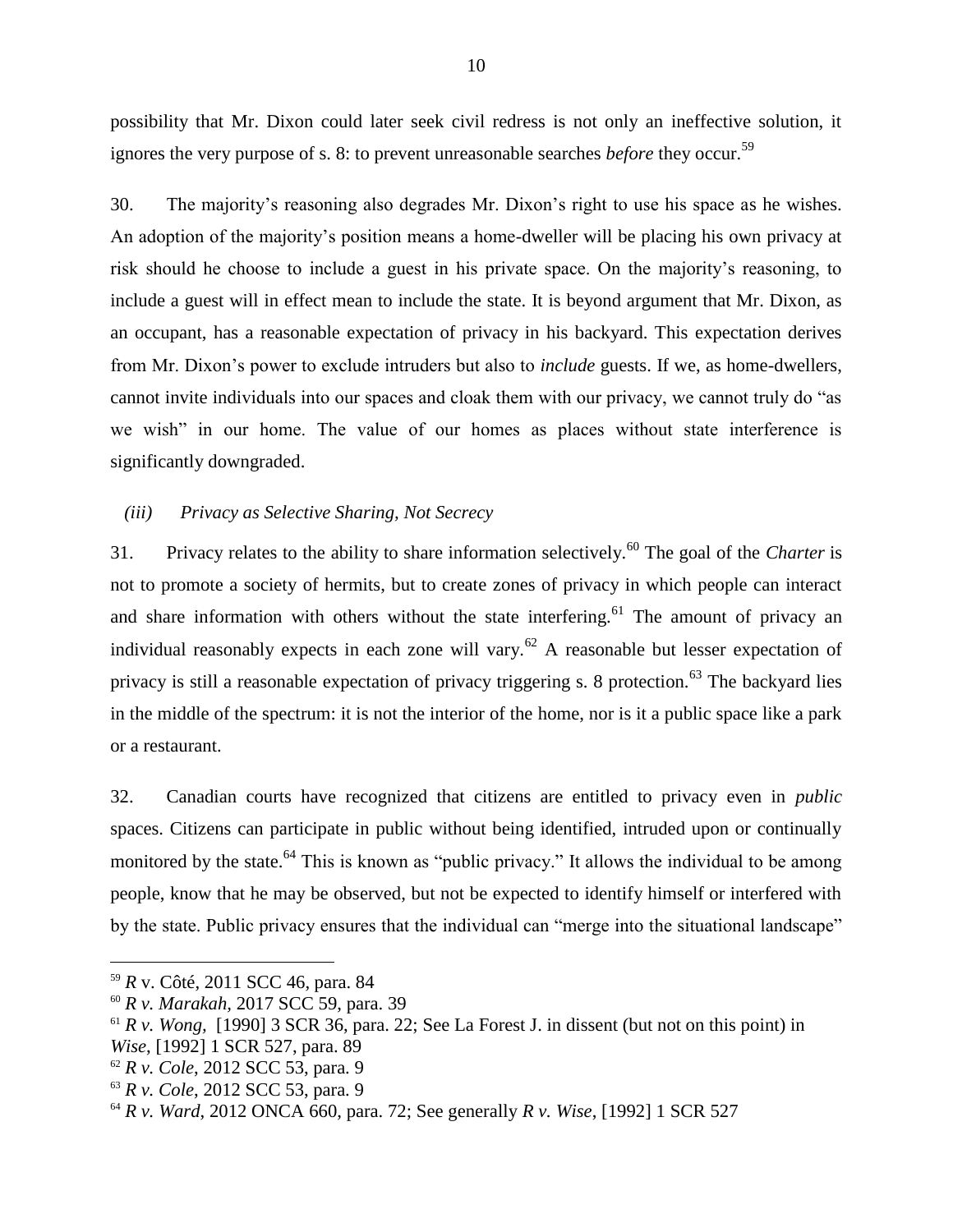possibility that Mr. Dixon could later seek civil redress is not only an ineffective solution, it ignores the very purpose of s. 8: to prevent unreasonable searches *before* they occur.[59]

30. The majority's reasoning also degrades Mr. Dixon's right to use his space as he wishes. An adoption of the majority's position means a home-dweller will be placing his own privacy at risk should he choose to include a guest in his private space. On the majority's reasoning, to include a guest will in effect mean to include the state. It is beyond argument that Mr. Dixon, as an occupant, has a reasonable expectation of privacy in his backyard. This expectation derives from Mr. Dixon's power to exclude intruders but also to *include* guests. If we, as home-dwellers, cannot invite individuals into our spaces and cloak them with our privacy, we cannot truly do "as we wish" in our home. The value of our homes as places without state interference is significantly downgraded.

### *(iii) Privacy as Selective Sharing, Not Secrecy*

31. Privacy relates to the ability to share information selectively.[60] The goal of the *Charter* is not to promote a society of hermits, but to create zones of privacy in which people can interact and share information with others without the state interfering.[61] The amount of privacy an individual reasonably expects in each zone will vary.[62] A reasonable but lesser expectation of privacy is still a reasonable expectation of privacy triggering s. 8 protection.[63] The backyard lies in the middle of the spectrum: it is not the interior of the home, nor is it a public space like a park or a restaurant.

32. Canadian courts have recognized that citizens are entitled to privacy even in *public* spaces. Citizens can participate in public without being identified, intruded upon or continually monitored by the state.[64] This is known as "public privacy." It allows the individual to be among people, know that he may be observed, but not be expected to identify himself or interfered with by the state. Public privacy ensures that the individual can "merge into the situational landscape"

---

[59] *R* v. Côté, 2011 SCC 46, para. 84

[60] *R v. Marakah*, 2017 SCC 59, para. 39

[61] *R v. Wong,* [1990] 3 SCR 36, para. 22; See La Forest J. in dissent (but not on this point) in *Wise*, [1992] 1 SCR 527, para. 89

[62] *R v. Cole*, 2012 SCC 53, para. 9

[63] *R v. Cole*, 2012 SCC 53, para. 9

[64] *R v. Ward*, 2012 ONCA 660, para. 72; See generally *R v. Wise*, [1992] 1 SCR 527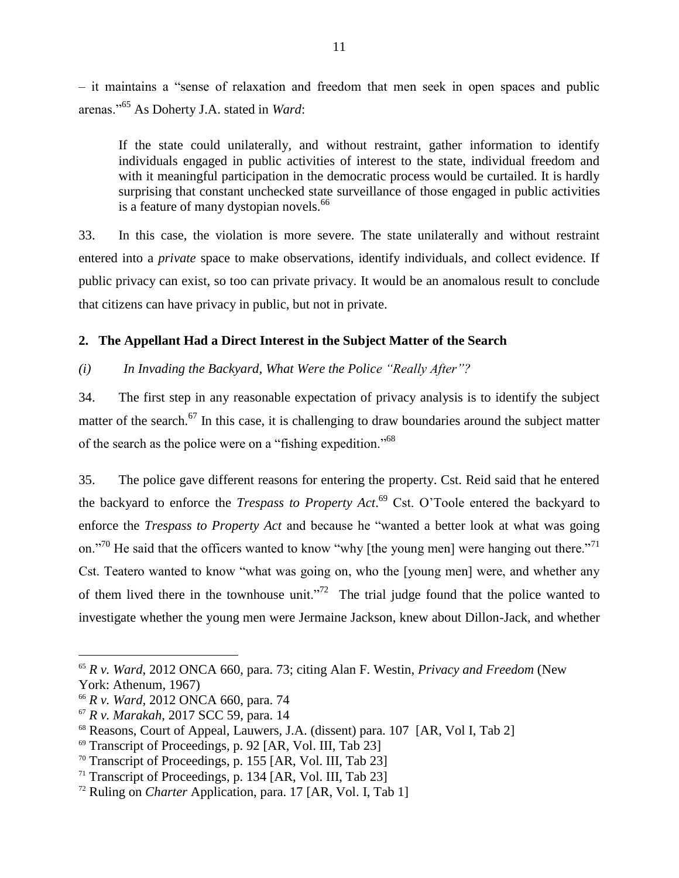– it maintains a "sense of relaxation and freedom that men seek in open spaces and public arenas."[65] As Doherty J.A. stated in *Ward*:

> If the state could unilaterally, and without restraint, gather information to identify individuals engaged in public activities of interest to the state, individual freedom and with it meaningful participation in the democratic process would be curtailed. It is hardly surprising that constant unchecked state surveillance of those engaged in public activities is a feature of many dystopian novels.[66]

33. In this case, the violation is more severe. The state unilaterally and without restraint entered into a *private* space to make observations, identify individuals, and collect evidence. If public privacy can exist, so too can private privacy. It would be an anomalous result to conclude that citizens can have privacy in public, but not in private.

## 2. The Appellant Had a Direct Interest in the Subject Matter of the Search

### *(i) In Invading the Backyard, What Were the Police "Really After"?*

34. The first step in any reasonable expectation of privacy analysis is to identify the subject matter of the search.[67] In this case, it is challenging to draw boundaries around the subject matter of the search as the police were on a "fishing expedition."[68]

35. The police gave different reasons for entering the property. Cst. Reid said that he entered the backyard to enforce the *Trespass to Property Act*.[69] Cst. O'Toole entered the backyard to enforce the *Trespass to Property Act* and because he "wanted a better look at what was going on."[70] He said that the officers wanted to know "why [the young men] were hanging out there."[71] Cst. Teatero wanted to know "what was going on, who the [young men] were, and whether any of them lived there in the townhouse unit."[72] The trial judge found that the police wanted to investigate whether the young men were Jermaine Jackson, knew about Dillon-Jack, and whether

---

[65] *R v. Ward*, 2012 ONCA 660, para. 73; citing Alan F. Westin, *Privacy and Freedom* (New York: Athenum, 1967)

[66] *R v. Ward*, 2012 ONCA 660, para. 74

[67] *R v. Marakah*, 2017 SCC 59, para. 14

[68] Reasons, Court of Appeal, Lauwers, J.A. (dissent) para. 107 [AR, Vol I, Tab 2]

[69] Transcript of Proceedings, p. 92 [AR, Vol. III, Tab 23]

[70] Transcript of Proceedings, p. 155 [AR, Vol. III, Tab 23]

[71] Transcript of Proceedings, p. 134 [AR, Vol. III, Tab 23]

[72] Ruling on *Charter* Application, para. 17 [AR, Vol. I, Tab 1]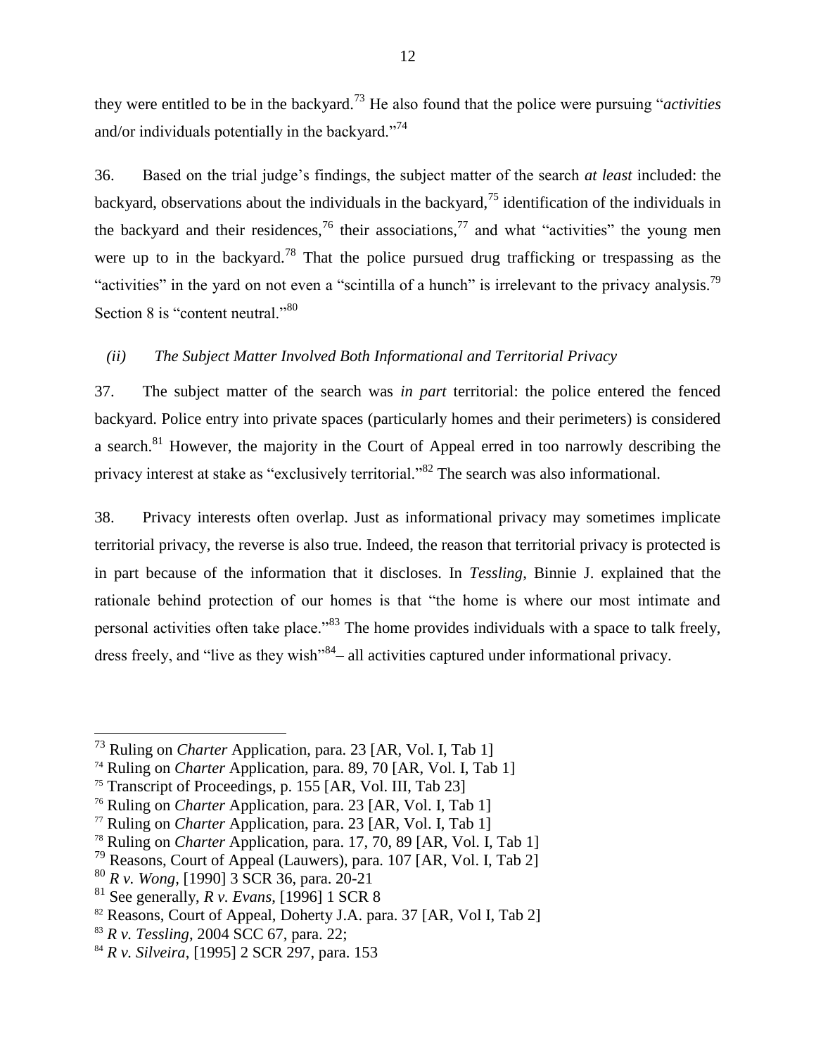they were entitled to be in the backyard.[73] He also found that the police were pursuing "*activities* and/or individuals potentially in the backyard."[74]

36. Based on the trial judge's findings, the subject matter of the search *at least* included: the backyard, observations about the individuals in the backyard,[75] identification of the individuals in the backyard and their residences,[76] their associations,[77] and what "activities" the young men were up to in the backyard.[78] That the police pursued drug trafficking or trespassing as the "activities" in the yard on not even a "scintilla of a hunch" is irrelevant to the privacy analysis.[79] Section 8 is "content neutral."[80]

*(ii) The Subject Matter Involved Both Informational and Territorial Privacy*

37. The subject matter of the search was *in part* territorial: the police entered the fenced backyard. Police entry into private spaces (particularly homes and their perimeters) is considered a search.[81] However, the majority in the Court of Appeal erred in too narrowly describing the privacy interest at stake as "exclusively territorial."[82] The search was also informational.

38. Privacy interests often overlap. Just as informational privacy may sometimes implicate territorial privacy, the reverse is also true. Indeed, the reason that territorial privacy is protected is in part because of the information that it discloses. In *Tessling*, Binnie J. explained that the rationale behind protection of our homes is that "the home is where our most intimate and personal activities often take place."[83] The home provides individuals with a space to talk freely, dress freely, and "live as they wish"[84]– all activities captured under informational privacy.

---

[73] Ruling on *Charter* Application, para. 23 [AR, Vol. I, Tab 1]

[74] Ruling on *Charter* Application, para. 89, 70 [AR, Vol. I, Tab 1]

[75] Transcript of Proceedings, p. 155 [AR, Vol. III, Tab 23]

[76] Ruling on *Charter* Application, para. 23 [AR, Vol. I, Tab 1]

[77] Ruling on *Charter* Application, para. 23 [AR, Vol. I, Tab 1]

[78] Ruling on *Charter* Application, para. 17, 70, 89 [AR, Vol. I, Tab 1]

[79] Reasons, Court of Appeal (Lauwers), para. 107 [AR, Vol. I, Tab 2]

[80] *R v. Wong*, [1990] 3 SCR 36, para. 20-21

[81] See generally, *R v. Evans*, [1996] 1 SCR 8

[82] Reasons, Court of Appeal, Doherty J.A. para. 37 [AR, Vol I, Tab 2]

[83] *R v. Tessling*, 2004 SCC 67, para. 22;

[84] *R v. Silveira*, [1995] 2 SCR 297, para. 153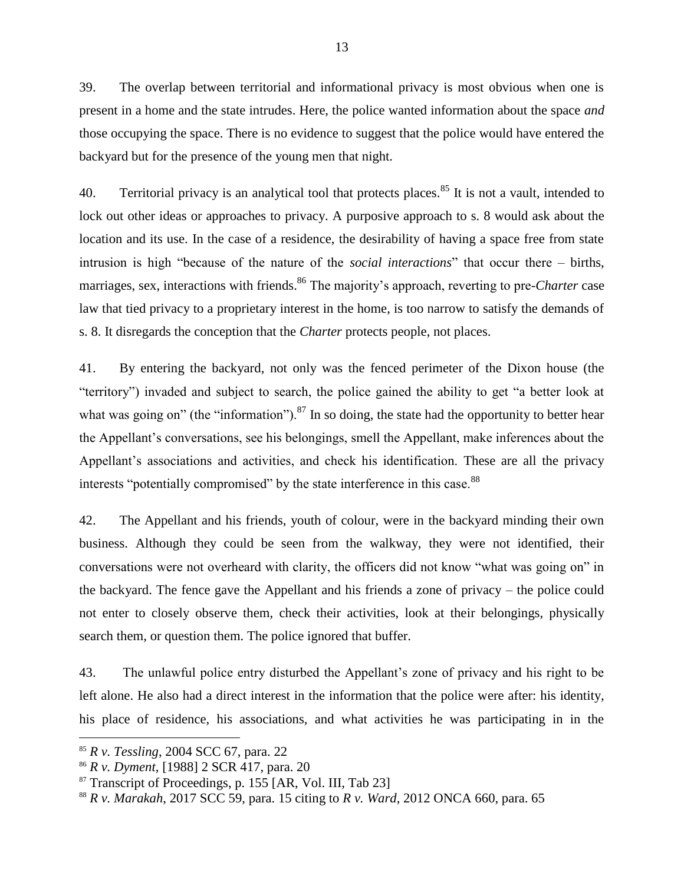39. The overlap between territorial and informational privacy is most obvious when one is present in a home and the state intrudes. Here, the police wanted information about the space *and* those occupying the space. There is no evidence to suggest that the police would have entered the backyard but for the presence of the young men that night.

40. Territorial privacy is an analytical tool that protects places.[85] It is not a vault, intended to lock out other ideas or approaches to privacy. A purposive approach to s. 8 would ask about the location and its use. In the case of a residence, the desirability of having a space free from state intrusion is high "because of the nature of the *social interactions*" that occur there – births, marriages, sex, interactions with friends.[86] The majority's approach, reverting to pre-*Charter* case law that tied privacy to a proprietary interest in the home, is too narrow to satisfy the demands of s. 8. It disregards the conception that the *Charter* protects people, not places.

41. By entering the backyard, not only was the fenced perimeter of the Dixon house (the "territory") invaded and subject to search, the police gained the ability to get "a better look at what was going on" (the "information").[87] In so doing, the state had the opportunity to better hear the Appellant's conversations, see his belongings, smell the Appellant, make inferences about the Appellant's associations and activities, and check his identification. These are all the privacy interests "potentially compromised" by the state interference in this case.[88]

42. The Appellant and his friends, youth of colour, were in the backyard minding their own business. Although they could be seen from the walkway, they were not identified, their conversations were not overheard with clarity, the officers did not know "what was going on" in the backyard. The fence gave the Appellant and his friends a zone of privacy – the police could not enter to closely observe them, check their activities, look at their belongings, physically search them, or question them. The police ignored that buffer.

43. The unlawful police entry disturbed the Appellant's zone of privacy and his right to be left alone. He also had a direct interest in the information that the police were after: his identity, his place of residence, his associations, and what activities he was participating in in the

---

[85] *R v. Tessling*, 2004 SCC 67, para. 22

[86] *R v. Dyment*, [1988] 2 SCR 417, para. 20

[87] Transcript of Proceedings, p. 155 [AR, Vol. III, Tab 23]

[88] *R v. Marakah*, 2017 SCC 59, para. 15 citing to *R v. Ward*, 2012 ONCA 660, para. 65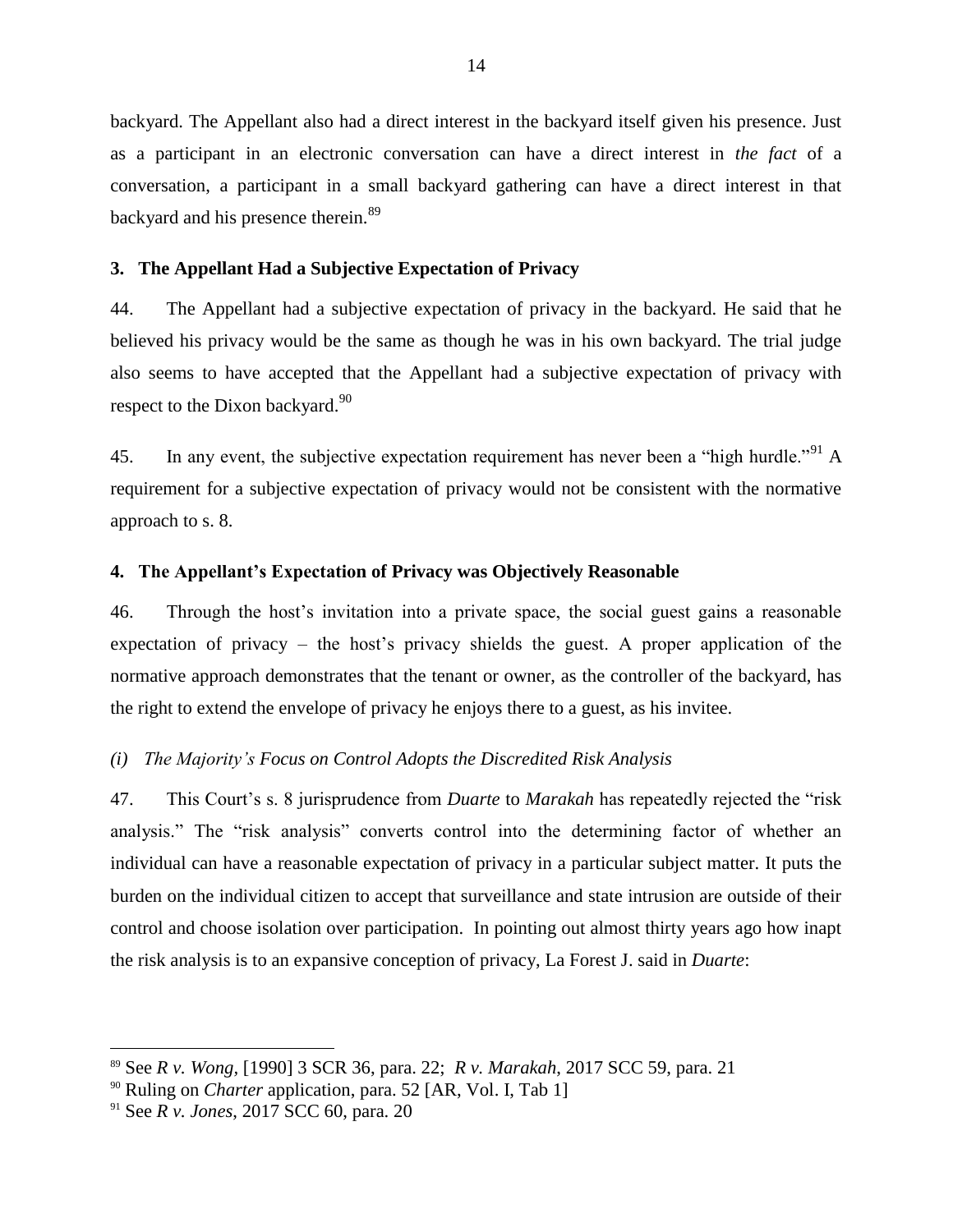backyard. The Appellant also had a direct interest in the backyard itself given his presence. Just as a participant in an electronic conversation can have a direct interest in *the fact* of a conversation, a participant in a small backyard gathering can have a direct interest in that backyard and his presence therein.[89]

### 3. The Appellant Had a Subjective Expectation of Privacy

44. The Appellant had a subjective expectation of privacy in the backyard. He said that he believed his privacy would be the same as though he was in his own backyard. The trial judge also seems to have accepted that the Appellant had a subjective expectation of privacy with respect to the Dixon backyard.[90]

45. In any event, the subjective expectation requirement has never been a "high hurdle."[91] A requirement for a subjective expectation of privacy would not be consistent with the normative approach to s. 8.

### 4. The Appellant's Expectation of Privacy was Objectively Reasonable

46. Through the host's invitation into a private space, the social guest gains a reasonable expectation of privacy – the host's privacy shields the guest. A proper application of the normative approach demonstrates that the tenant or owner, as the controller of the backyard, has the right to extend the envelope of privacy he enjoys there to a guest, as his invitee.

#### *(i) The Majority's Focus on Control Adopts the Discredited Risk Analysis*

47. This Court's s. 8 jurisprudence from *Duarte* to *Marakah* has repeatedly rejected the "risk analysis." The "risk analysis" converts control into the determining factor of whether an individual can have a reasonable expectation of privacy in a particular subject matter. It puts the burden on the individual citizen to accept that surveillance and state intrusion are outside of their control and choose isolation over participation. In pointing out almost thirty years ago how inapt the risk analysis is to an expansive conception of privacy, La Forest J. said in *Duarte*:

---

[89] See *R v. Wong*, [1990] 3 SCR 36, para. 22; *R v. Marakah*, 2017 SCC 59, para. 21

[90] Ruling on *Charter* application, para. 52 [AR, Vol. I, Tab 1]

[91] See *R v. Jones*, 2017 SCC 60, para. 20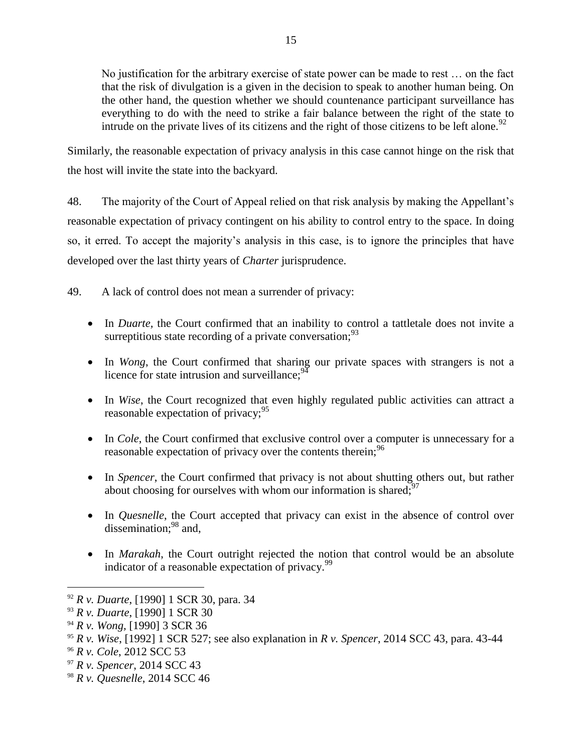> No justification for the arbitrary exercise of state power can be made to rest … on the fact that the risk of divulgation is a given in the decision to speak to another human being. On the other hand, the question whether we should countenance participant surveillance has everything to do with the need to strike a fair balance between the right of the state to intrude on the private lives of its citizens and the right of those citizens to be left alone.[92]

Similarly, the reasonable expectation of privacy analysis in this case cannot hinge on the risk that the host will invite the state into the backyard.

48. The majority of the Court of Appeal relied on that risk analysis by making the Appellant's reasonable expectation of privacy contingent on his ability to control entry to the space. In doing so, it erred. To accept the majority's analysis in this case, is to ignore the principles that have developed over the last thirty years of *Charter* jurisprudence.

49. A lack of control does not mean a surrender of privacy:

- In *Duarte*, the Court confirmed that an inability to control a tattletale does not invite a surreptitious state recording of a private conversation;[93]
- In *Wong*, the Court confirmed that sharing our private spaces with strangers is not a licence for state intrusion and surveillance;[94]
- In *Wise*, the Court recognized that even highly regulated public activities can attract a reasonable expectation of privacy;[95]
- In *Cole*, the Court confirmed that exclusive control over a computer is unnecessary for a reasonable expectation of privacy over the contents therein;[96]
- In *Spencer*, the Court confirmed that privacy is not about shutting others out, but rather about choosing for ourselves with whom our information is shared;[97]
- In *Quesnelle*, the Court accepted that privacy can exist in the absence of control over dissemination;[98] and,
- In *Marakah*, the Court outright rejected the notion that control would be an absolute indicator of a reasonable expectation of privacy.[99]

---

[92] *R v. Duarte*, [1990] 1 SCR 30, para. 34

[93] *R v. Duarte*, [1990] 1 SCR 30

[94] *R v. Wong*, [1990] 3 SCR 36

[95] *R v. Wise*, [1992] 1 SCR 527; see also explanation in *R v. Spencer*, 2014 SCC 43, para. 43-44

[96] *R v. Cole*, 2012 SCC 53

[97] *R v. Spencer*, 2014 SCC 43

[98] *R v. Quesnelle*, 2014 SCC 46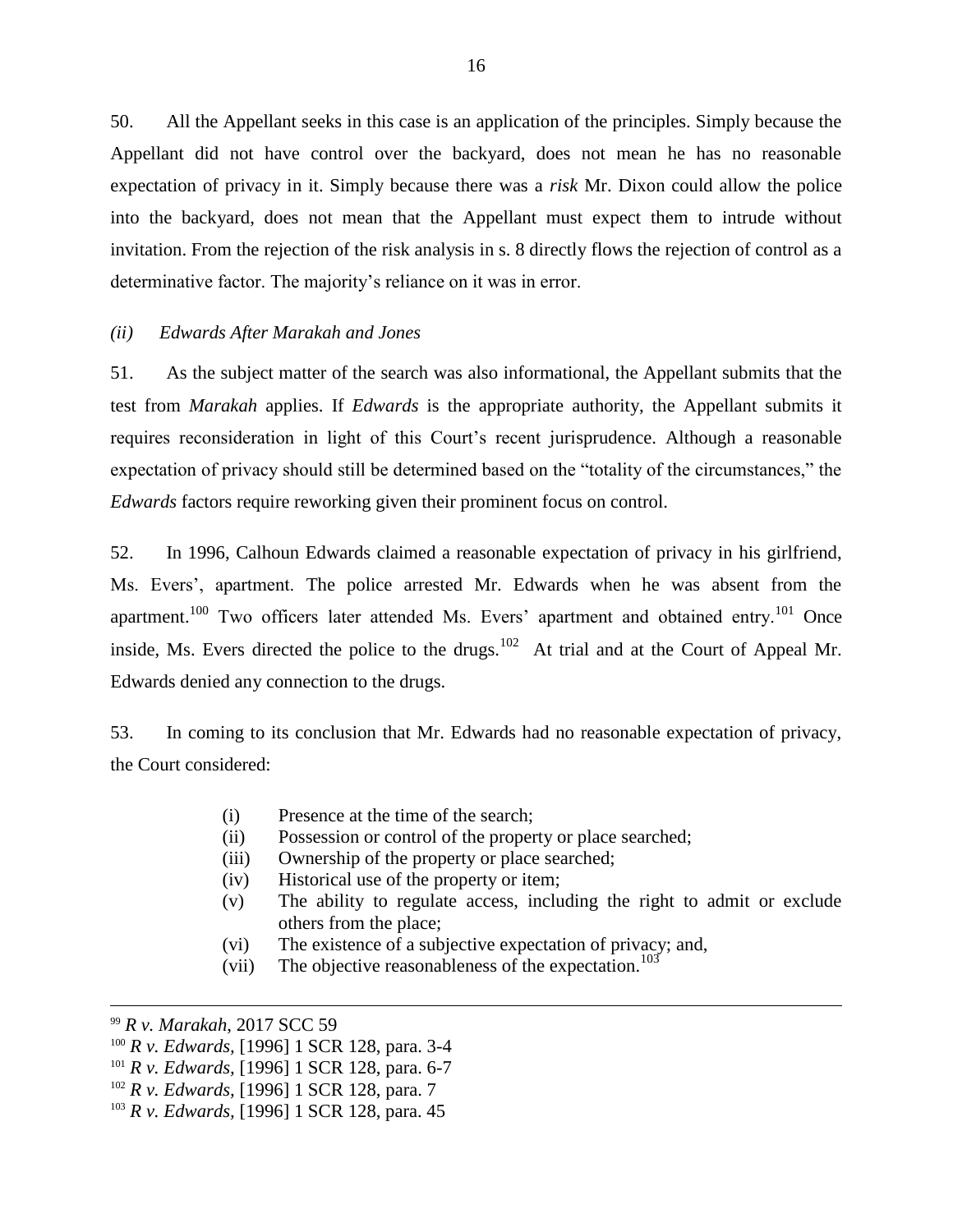50. All the Appellant seeks in this case is an application of the principles. Simply because the Appellant did not have control over the backyard, does not mean he has no reasonable expectation of privacy in it. Simply because there was a *risk* Mr. Dixon could allow the police into the backyard, does not mean that the Appellant must expect them to intrude without invitation. From the rejection of the risk analysis in s. 8 directly flows the rejection of control as a determinative factor. The majority's reliance on it was in error.

### *(ii) Edwards After Marakah and Jones*

51. As the subject matter of the search was also informational, the Appellant submits that the test from *Marakah* applies. If *Edwards* is the appropriate authority, the Appellant submits it requires reconsideration in light of this Court's recent jurisprudence. Although a reasonable expectation of privacy should still be determined based on the "totality of the circumstances," the *Edwards* factors require reworking given their prominent focus on control.

52. In 1996, Calhoun Edwards claimed a reasonable expectation of privacy in his girlfriend, Ms. Evers', apartment. The police arrested Mr. Edwards when he was absent from the apartment.[100] Two officers later attended Ms. Evers' apartment and obtained entry.[101] Once inside, Ms. Evers directed the police to the drugs.[102] At trial and at the Court of Appeal Mr. Edwards denied any connection to the drugs.

53. In coming to its conclusion that Mr. Edwards had no reasonable expectation of privacy, the Court considered:

> (i) Presence at the time of the search;
> (ii) Possession or control of the property or place searched;
> (iii) Ownership of the property or place searched;
> (iv) Historical use of the property or item;
> (v) The ability to regulate access, including the right to admit or exclude others from the place;
> (vi) The existence of a subjective expectation of privacy; and,
> (vii) The objective reasonableness of the expectation.[103]

---

[99] *R v. Marakah*, 2017 SCC 59
[100] *R v. Edwards*, [1996] 1 SCR 128, para. 3-4
[101] *R v. Edwards*, [1996] 1 SCR 128, para. 6-7
[102] *R v. Edwards*, [1996] 1 SCR 128, para. 7
[103] *R v. Edwards*, [1996] 1 SCR 128, para. 45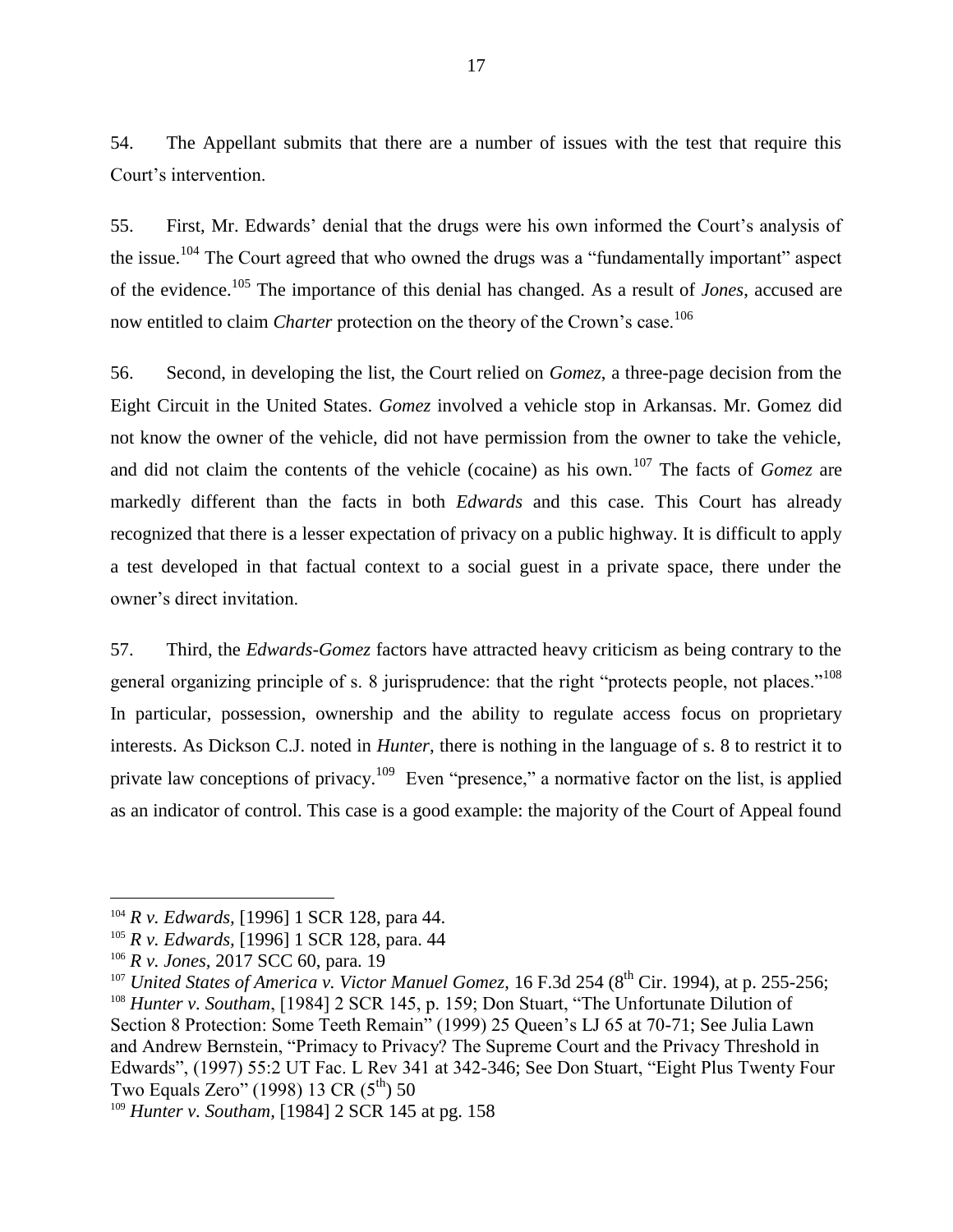54. The Appellant submits that there are a number of issues with the test that require this Court's intervention.

55. First, Mr. Edwards' denial that the drugs were his own informed the Court's analysis of the issue.[104] The Court agreed that who owned the drugs was a "fundamentally important" aspect of the evidence.[105] The importance of this denial has changed. As a result of *Jones*, accused are now entitled to claim *Charter* protection on the theory of the Crown's case.[106]

56. Second, in developing the list, the Court relied on *Gomez*, a three-page decision from the Eight Circuit in the United States. *Gomez* involved a vehicle stop in Arkansas. Mr. Gomez did not know the owner of the vehicle, did not have permission from the owner to take the vehicle, and did not claim the contents of the vehicle (cocaine) as his own.[107] The facts of *Gomez* are markedly different than the facts in both *Edwards* and this case. This Court has already recognized that there is a lesser expectation of privacy on a public highway. It is difficult to apply a test developed in that factual context to a social guest in a private space, there under the owner's direct invitation.

57. Third, the *Edwards-Gomez* factors have attracted heavy criticism as being contrary to the general organizing principle of s. 8 jurisprudence: that the right "protects people, not places."[108] In particular, possession, ownership and the ability to regulate access focus on proprietary interests. As Dickson C.J. noted in *Hunter*, there is nothing in the language of s. 8 to restrict it to private law conceptions of privacy.[109] Even "presence," a normative factor on the list, is applied as an indicator of control. This case is a good example: the majority of the Court of Appeal found

---

[104] *R v. Edwards*, [1996] 1 SCR 128, para 44.

[105] *R v. Edwards*, [1996] 1 SCR 128, para. 44

[106] *R v. Jones*, 2017 SCC 60, para. 19

[107] *United States of America v. Victor Manuel Gomez*, 16 F.3d 254 (8th Cir. 1994), at p. 255-256;

[108] *Hunter v. Southam*, [1984] 2 SCR 145, p. 159; Don Stuart, "The Unfortunate Dilution of Section 8 Protection: Some Teeth Remain" (1999) 25 Queen's LJ 65 at 70-71; See Julia Lawn and Andrew Bernstein, "Primacy to Privacy? The Supreme Court and the Privacy Threshold in Edwards", (1997) 55:2 UT Fac. L Rev 341 at 342-346; See Don Stuart, "Eight Plus Twenty Four Two Equals Zero" (1998) 13 CR (5th) 50

[109] *Hunter v. Southam*, [1984] 2 SCR 145 at pg. 158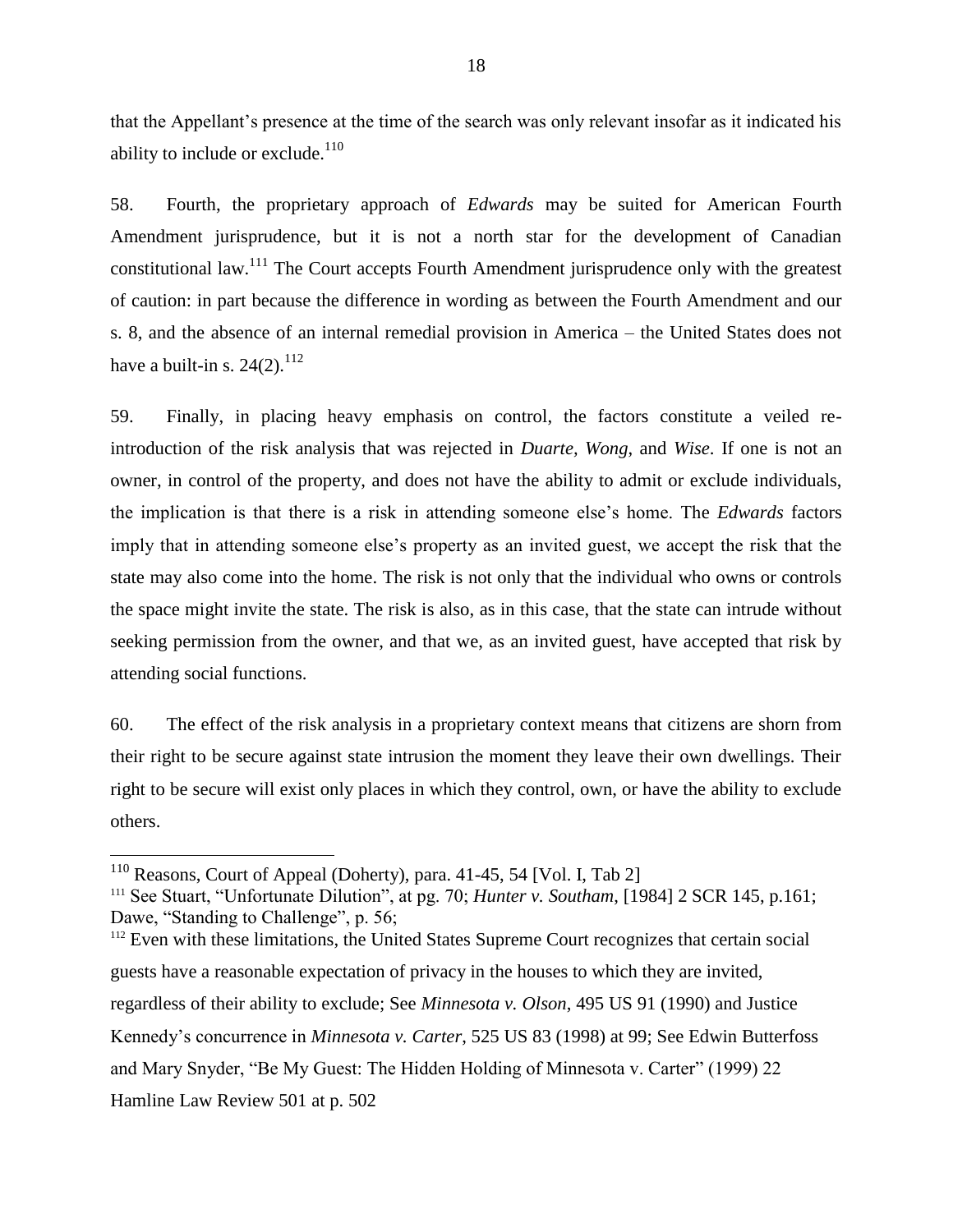that the Appellant's presence at the time of the search was only relevant insofar as it indicated his ability to include or exclude.[110]

58. Fourth, the proprietary approach of *Edwards* may be suited for American Fourth Amendment jurisprudence, but it is not a north star for the development of Canadian constitutional law.[111] The Court accepts Fourth Amendment jurisprudence only with the greatest of caution: in part because the difference in wording as between the Fourth Amendment and our s. 8, and the absence of an internal remedial provision in America – the United States does not have a built-in s. 24(2).[112]

59. Finally, in placing heavy emphasis on control, the factors constitute a veiled re-introduction of the risk analysis that was rejected in *Duarte*, *Wong*, and *Wise*. If one is not an owner, in control of the property, and does not have the ability to admit or exclude individuals, the implication is that there is a risk in attending someone else's home. The *Edwards* factors imply that in attending someone else's property as an invited guest, we accept the risk that the state may also come into the home. The risk is not only that the individual who owns or controls the space might invite the state. The risk is also, as in this case, that the state can intrude without seeking permission from the owner, and that we, as an invited guest, have accepted that risk by attending social functions.

60. The effect of the risk analysis in a proprietary context means that citizens are shorn from their right to be secure against state intrusion the moment they leave their own dwellings. Their right to be secure will exist only places in which they control, own, or have the ability to exclude others.

---

[110] Reasons, Court of Appeal (Doherty), para. 41-45, 54 [Vol. I, Tab 2]

[111] See Stuart, "Unfortunate Dilution", at pg. 70; *Hunter v. Southam*, [1984] 2 SCR 145, p.161; Dawe, "Standing to Challenge", p. 56;

[112] Even with these limitations, the United States Supreme Court recognizes that certain social guests have a reasonable expectation of privacy in the houses to which they are invited, regardless of their ability to exclude; See *Minnesota v. Olson*, 495 US 91 (1990) and Justice Kennedy's concurrence in *Minnesota v. Carter*, 525 US 83 (1998) at 99; See Edwin Butterfoss and Mary Snyder, "Be My Guest: The Hidden Holding of Minnesota v. Carter" (1999) 22 Hamline Law Review 501 at p. 502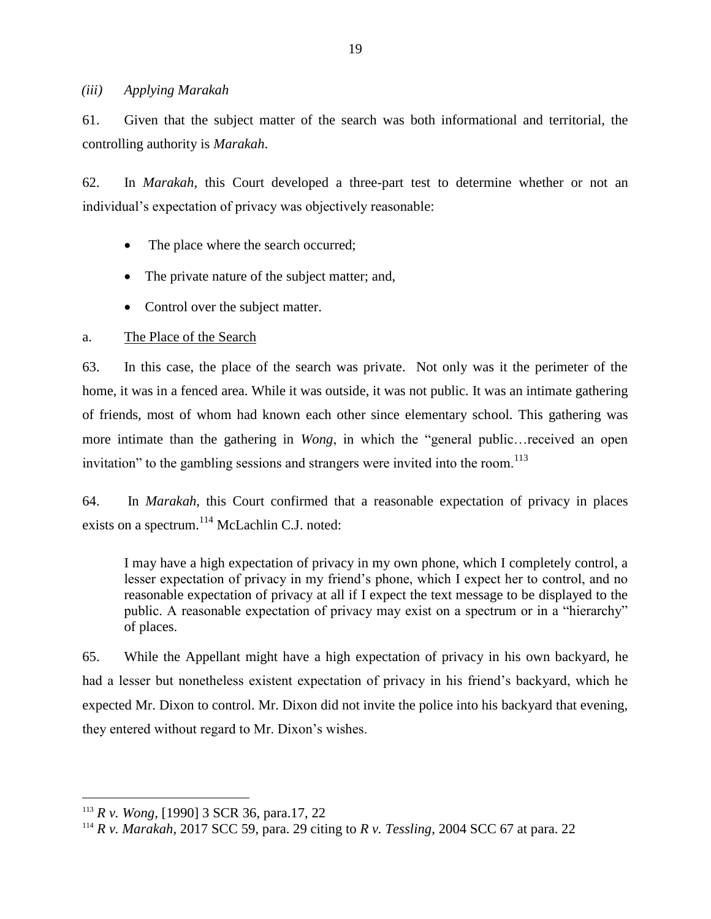*(iii) Applying Marakah*

61. Given that the subject matter of the search was both informational and territorial, the controlling authority is *Marakah*.

62. In *Marakah*, this Court developed a three-part test to determine whether or not an individual's expectation of privacy was objectively reasonable:

- The place where the search occurred;
- The private nature of the subject matter; and,
- Control over the subject matter.

a. <u>The Place of the Search</u>

63. In this case, the place of the search was private. Not only was it the perimeter of the home, it was in a fenced area. While it was outside, it was not public. It was an intimate gathering of friends, most of whom had known each other since elementary school. This gathering was more intimate than the gathering in *Wong*, in which the "general public…received an open invitation" to the gambling sessions and strangers were invited into the room.[113]

64. In *Marakah*, this Court confirmed that a reasonable expectation of privacy in places exists on a spectrum.[114] McLachlin C.J. noted:

> I may have a high expectation of privacy in my own phone, which I completely control, a lesser expectation of privacy in my friend's phone, which I expect her to control, and no reasonable expectation of privacy at all if I expect the text message to be displayed to the public. A reasonable expectation of privacy may exist on a spectrum or in a "hierarchy" of places.

65. While the Appellant might have a high expectation of privacy in his own backyard, he had a lesser but nonetheless existent expectation of privacy in his friend's backyard, which he expected Mr. Dixon to control. Mr. Dixon did not invite the police into his backyard that evening, they entered without regard to Mr. Dixon's wishes.

---

[113] *R v. Wong*, [1990] 3 SCR 36, para.17, 22

[114] *R v. Marakah*, 2017 SCC 59, para. 29 citing to *R v. Tessling*, 2004 SCC 67 at para. 22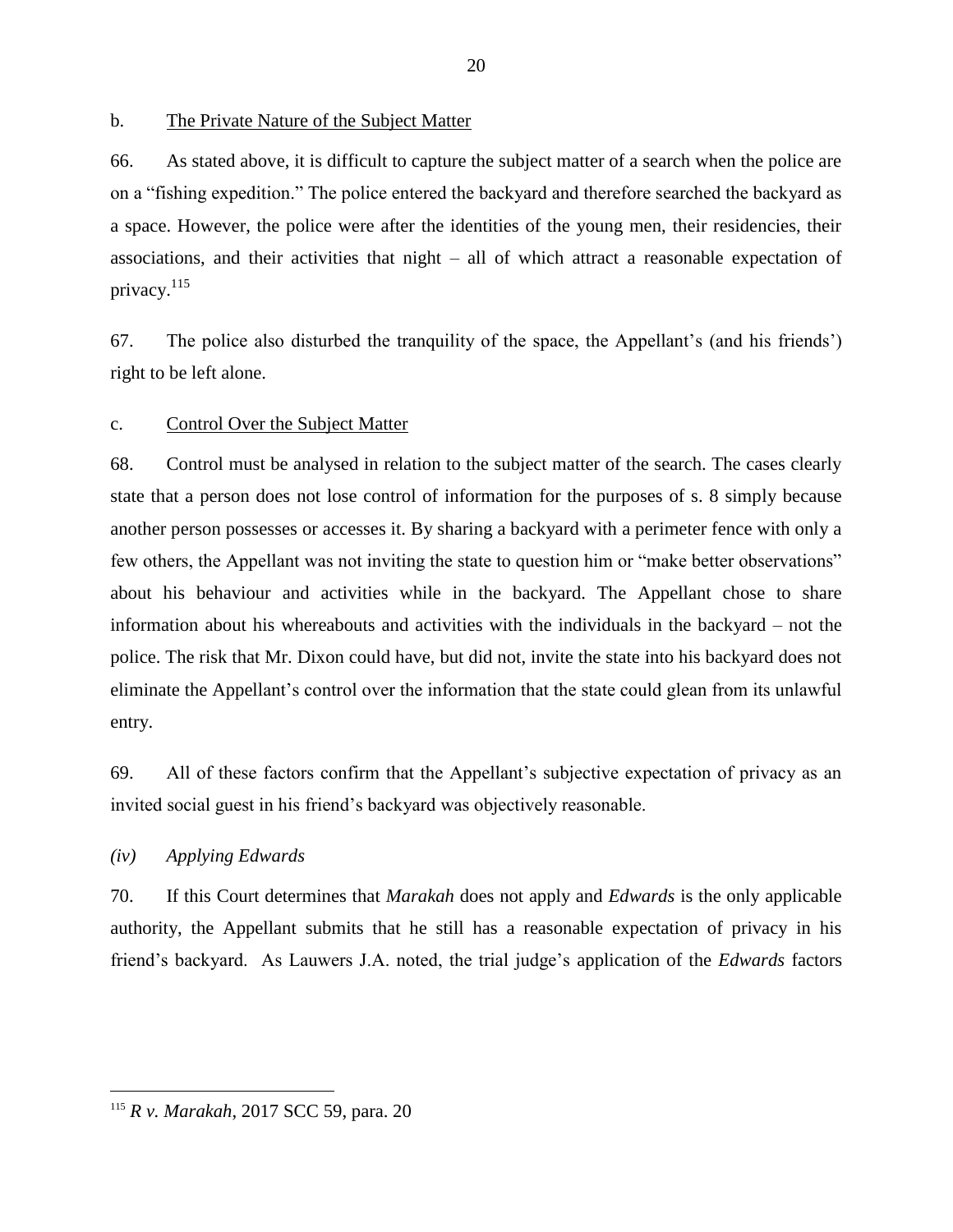b. <u>The Private Nature of the Subject Matter</u>

66. As stated above, it is difficult to capture the subject matter of a search when the police are on a "fishing expedition." The police entered the backyard and therefore searched the backyard as a space. However, the police were after the identities of the young men, their residencies, their associations, and their activities that night – all of which attract a reasonable expectation of privacy.[115]

67. The police also disturbed the tranquility of the space, the Appellant's (and his friends') right to be left alone.

c. <u>Control Over the Subject Matter</u>

68. Control must be analysed in relation to the subject matter of the search. The cases clearly state that a person does not lose control of information for the purposes of s. 8 simply because another person possesses or accesses it. By sharing a backyard with a perimeter fence with only a few others, the Appellant was not inviting the state to question him or "make better observations" about his behaviour and activities while in the backyard. The Appellant chose to share information about his whereabouts and activities with the individuals in the backyard – not the police. The risk that Mr. Dixon could have, but did not, invite the state into his backyard does not eliminate the Appellant's control over the information that the state could glean from its unlawful entry.

69. All of these factors confirm that the Appellant's subjective expectation of privacy as an invited social guest in his friend's backyard was objectively reasonable.

*(iv) Applying Edwards*

70. If this Court determines that *Marakah* does not apply and *Edwards* is the only applicable authority, the Appellant submits that he still has a reasonable expectation of privacy in his friend's backyard. As Lauwers J.A. noted, the trial judge's application of the *Edwards* factors

---

[115] *R v. Marakah*, 2017 SCC 59, para. 20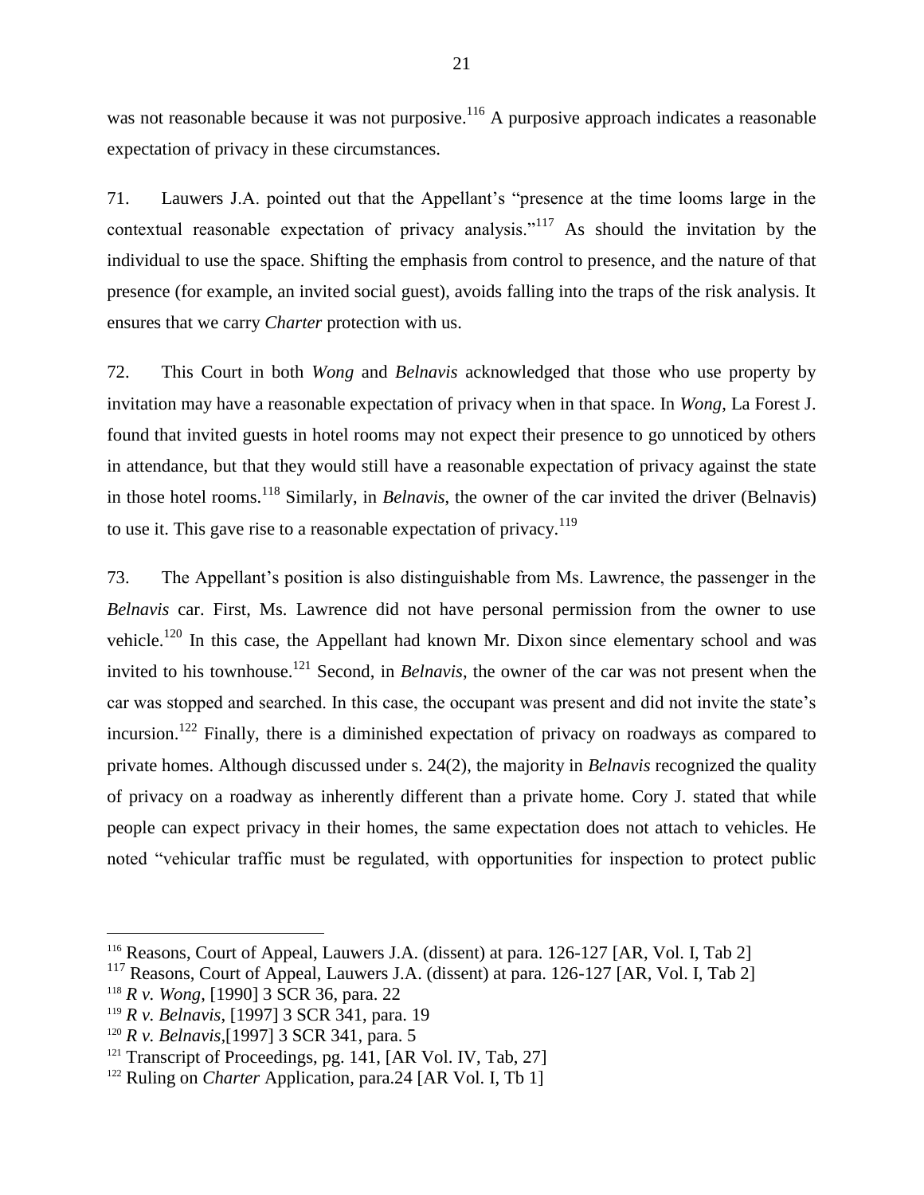was not reasonable because it was not purposive.[116] A purposive approach indicates a reasonable expectation of privacy in these circumstances.

71. Lauwers J.A. pointed out that the Appellant's "presence at the time looms large in the contextual reasonable expectation of privacy analysis."[117] As should the invitation by the individual to use the space. Shifting the emphasis from control to presence, and the nature of that presence (for example, an invited social guest), avoids falling into the traps of the risk analysis. It ensures that we carry *Charter* protection with us.

72. This Court in both *Wong* and *Belnavis* acknowledged that those who use property by invitation may have a reasonable expectation of privacy when in that space. In *Wong*, La Forest J. found that invited guests in hotel rooms may not expect their presence to go unnoticed by others in attendance, but that they would still have a reasonable expectation of privacy against the state in those hotel rooms.[118] Similarly, in *Belnavis*, the owner of the car invited the driver (Belnavis) to use it. This gave rise to a reasonable expectation of privacy.[119]

73. The Appellant's position is also distinguishable from Ms. Lawrence, the passenger in the *Belnavis* car. First, Ms. Lawrence did not have personal permission from the owner to use vehicle.[120] In this case, the Appellant had known Mr. Dixon since elementary school and was invited to his townhouse.[121] Second, in *Belnavis*, the owner of the car was not present when the car was stopped and searched. In this case, the occupant was present and did not invite the state's incursion.[122] Finally, there is a diminished expectation of privacy on roadways as compared to private homes. Although discussed under s. 24(2), the majority in *Belnavis* recognized the quality of privacy on a roadway as inherently different than a private home. Cory J. stated that while people can expect privacy in their homes, the same expectation does not attach to vehicles. He noted "vehicular traffic must be regulated, with opportunities for inspection to protect public

---

[116] Reasons, Court of Appeal, Lauwers J.A. (dissent) at para. 126-127 [AR, Vol. I, Tab 2]

[117] Reasons, Court of Appeal, Lauwers J.A. (dissent) at para. 126-127 [AR, Vol. I, Tab 2]

[118] *R v. Wong*, [1990] 3 SCR 36, para. 22

[119] *R v. Belnavis*, [1997] 3 SCR 341, para. 19

[120] *R v. Belnavis,*[1997] 3 SCR 341, para. 5

[121] Transcript of Proceedings, pg. 141, [AR Vol. IV, Tab, 27]

[122] Ruling on *Charter* Application, para.24 [AR Vol. I, Tb 1]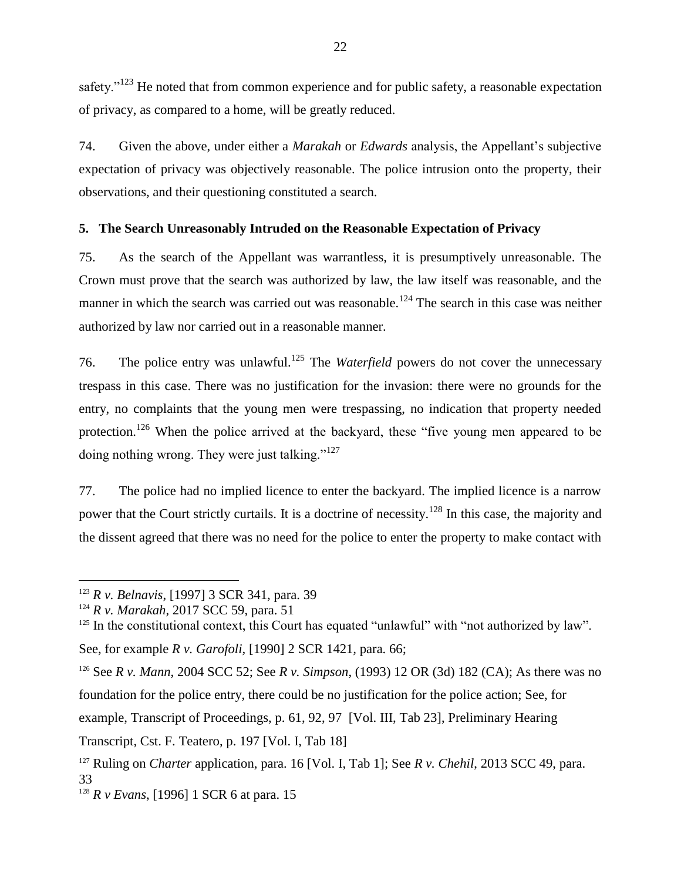safety."[123] He noted that from common experience and for public safety, a reasonable expectation of privacy, as compared to a home, will be greatly reduced.

74. Given the above, under either a *Marakah* or *Edwards* analysis, the Appellant's subjective expectation of privacy was objectively reasonable. The police intrusion onto the property, their observations, and their questioning constituted a search.

**5. The Search Unreasonably Intruded on the Reasonable Expectation of Privacy**

75. As the search of the Appellant was warrantless, it is presumptively unreasonable. The Crown must prove that the search was authorized by law, the law itself was reasonable, and the manner in which the search was carried out was reasonable.[124] The search in this case was neither authorized by law nor carried out in a reasonable manner.

76. The police entry was unlawful.[125] The *Waterfield* powers do not cover the unnecessary trespass in this case. There was no justification for the invasion: there were no grounds for the entry, no complaints that the young men were trespassing, no indication that property needed protection.[126] When the police arrived at the backyard, these "five young men appeared to be doing nothing wrong. They were just talking."[127]

77. The police had no implied licence to enter the backyard. The implied licence is a narrow power that the Court strictly curtails. It is a doctrine of necessity.[128] In this case, the majority and the dissent agreed that there was no need for the police to enter the property to make contact with

---

[123] *R v. Belnavis*, [1997] 3 SCR 341, para. 39

[124] *R v. Marakah*, 2017 SCC 59, para. 51

[125] In the constitutional context, this Court has equated "unlawful" with "not authorized by law". See, for example *R v. Garofoli,* [1990] 2 SCR 1421, para. 66;

[126] See *R v. Mann*, 2004 SCC 52; See *R v. Simpson*, (1993) 12 OR (3d) 182 (CA); As there was no foundation for the police entry, there could be no justification for the police action; See, for example, Transcript of Proceedings, p. 61, 92, 97 [Vol. III, Tab 23], Preliminary Hearing Transcript, Cst. F. Teatero, p. 197 [Vol. I, Tab 18]

[127] Ruling on *Charter* application, para. 16 [Vol. I, Tab 1]; See *R v. Chehil*, 2013 SCC 49, para. 33

[128] *R v Evans*, [1996] 1 SCR 6 at para. 15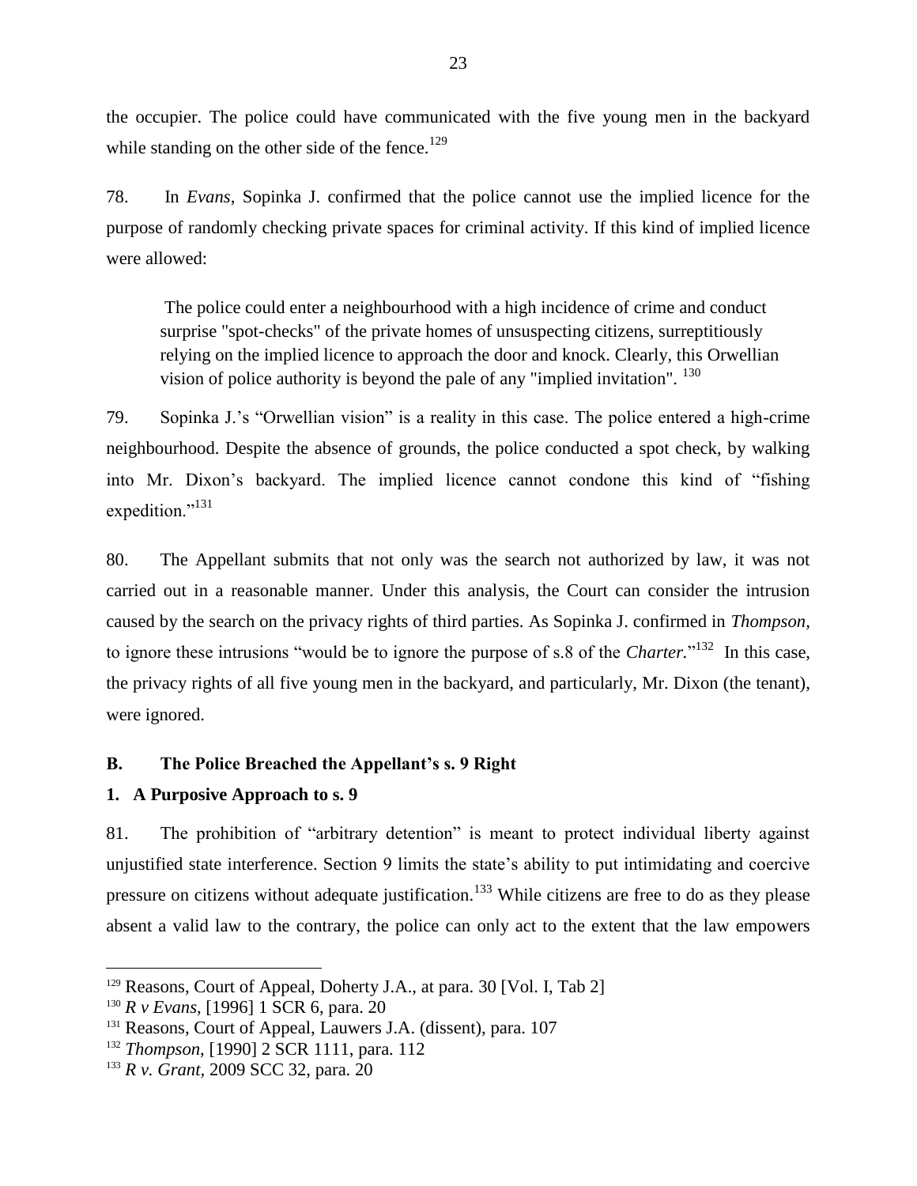the occupier. The police could have communicated with the five young men in the backyard while standing on the other side of the fence.[129]

78. In *Evans*, Sopinka J. confirmed that the police cannot use the implied licence for the purpose of randomly checking private spaces for criminal activity. If this kind of implied licence were allowed:

> The police could enter a neighbourhood with a high incidence of crime and conduct surprise "spot-checks" of the private homes of unsuspecting citizens, surreptitiously relying on the implied licence to approach the door and knock. Clearly, this Orwellian vision of police authority is beyond the pale of any "implied invitation". [130]

79. Sopinka J.'s "Orwellian vision" is a reality in this case. The police entered a high-crime neighbourhood. Despite the absence of grounds, the police conducted a spot check, by walking into Mr. Dixon's backyard. The implied licence cannot condone this kind of "fishing expedition."[131]

80. The Appellant submits that not only was the search not authorized by law, it was not carried out in a reasonable manner. Under this analysis, the Court can consider the intrusion caused by the search on the privacy rights of third parties. As Sopinka J. confirmed in *Thompson*, to ignore these intrusions "would be to ignore the purpose of s.8 of the *Charter*."[132] In this case, the privacy rights of all five young men in the backyard, and particularly, Mr. Dixon (the tenant), were ignored.

### B. The Police Breached the Appellant's s. 9 Right

#### 1. A Purposive Approach to s. 9

81. The prohibition of "arbitrary detention" is meant to protect individual liberty against unjustified state interference. Section 9 limits the state's ability to put intimidating and coercive pressure on citizens without adequate justification.[133] While citizens are free to do as they please absent a valid law to the contrary, the police can only act to the extent that the law empowers

---

[129] Reasons, Court of Appeal, Doherty J.A., at para. 30 [Vol. I, Tab 2]

[130] *R v Evans*, [1996] 1 SCR 6, para. 20

[131] Reasons, Court of Appeal, Lauwers J.A. (dissent), para. 107

[132] *Thompson*, [1990] 2 SCR 1111, para. 112

[133] *R v. Grant*, 2009 SCC 32, para. 20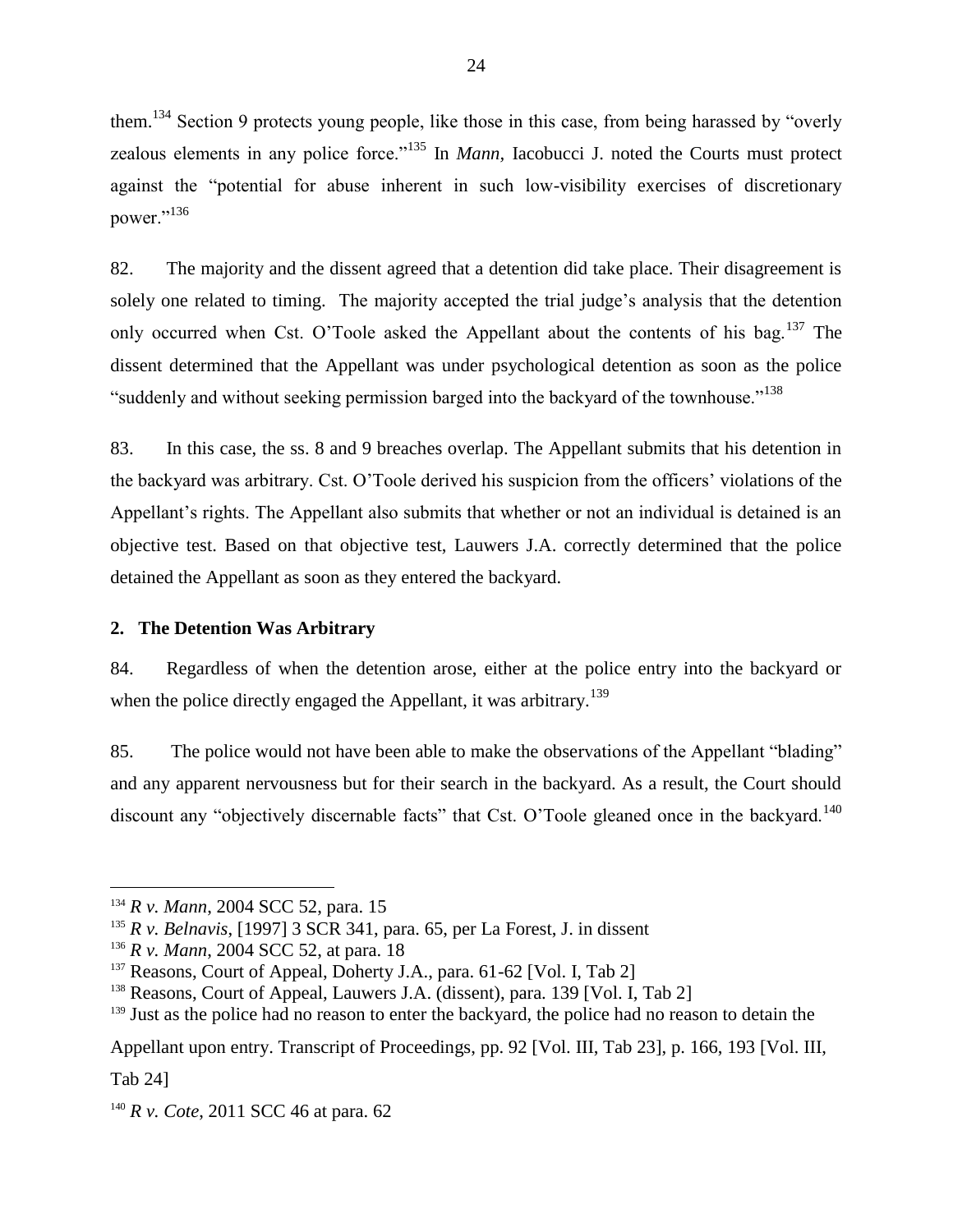them.[134] Section 9 protects young people, like those in this case, from being harassed by "overly zealous elements in any police force."[135] In *Mann,* Iacobucci J. noted the Courts must protect against the "potential for abuse inherent in such low-visibility exercises of discretionary power."[136]

82. The majority and the dissent agreed that a detention did take place. Their disagreement is solely one related to timing. The majority accepted the trial judge's analysis that the detention only occurred when Cst. O'Toole asked the Appellant about the contents of his bag.[137] The dissent determined that the Appellant was under psychological detention as soon as the police "suddenly and without seeking permission barged into the backyard of the townhouse."[138]

83. In this case, the ss. 8 and 9 breaches overlap. The Appellant submits that his detention in the backyard was arbitrary. Cst. O'Toole derived his suspicion from the officers' violations of the Appellant's rights. The Appellant also submits that whether or not an individual is detained is an objective test. Based on that objective test, Lauwers J.A. correctly determined that the police detained the Appellant as soon as they entered the backyard.

### 2. The Detention Was Arbitrary

84. Regardless of when the detention arose, either at the police entry into the backyard or when the police directly engaged the Appellant, it was arbitrary.[139]

85. The police would not have been able to make the observations of the Appellant "blading" and any apparent nervousness but for their search in the backyard. As a result, the Court should discount any "objectively discernable facts" that Cst. O'Toole gleaned once in the backyard.[140]

---

[134] *R v. Mann*, 2004 SCC 52, para. 15

[135] *R v. Belnavis*, [1997] 3 SCR 341, para. 65, per La Forest, J. in dissent

[136] *R v. Mann*, 2004 SCC 52, at para. 18

[137] Reasons, Court of Appeal, Doherty J.A., para. 61-62 [Vol. I, Tab 2]

[138] Reasons, Court of Appeal, Lauwers J.A. (dissent), para. 139 [Vol. I, Tab 2]

[139] Just as the police had no reason to enter the backyard, the police had no reason to detain the Appellant upon entry. Transcript of Proceedings, pp. 92 [Vol. III, Tab 23], p. 166, 193 [Vol. III, Tab 24]

[140] *R v. Cote*, 2011 SCC 46 at para. 62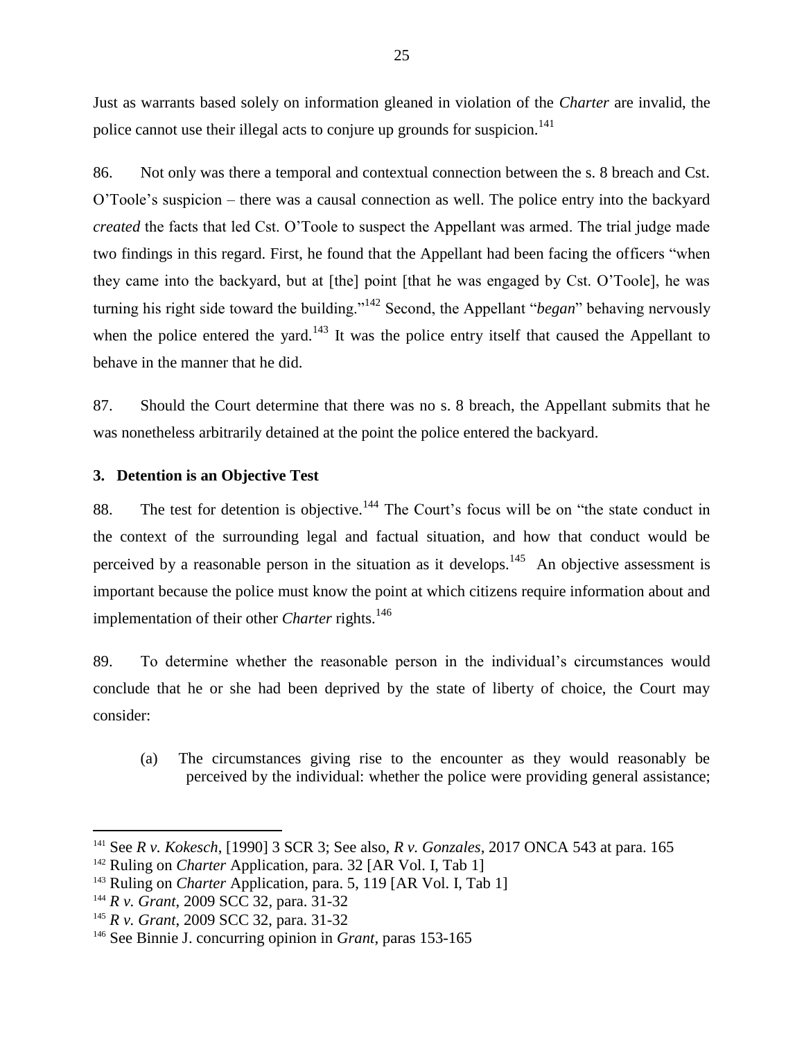Just as warrants based solely on information gleaned in violation of the *Charter* are invalid, the police cannot use their illegal acts to conjure up grounds for suspicion.[141]

86. Not only was there a temporal and contextual connection between the s. 8 breach and Cst. O'Toole's suspicion – there was a causal connection as well. The police entry into the backyard *created* the facts that led Cst. O'Toole to suspect the Appellant was armed. The trial judge made two findings in this regard. First, he found that the Appellant had been facing the officers "when they came into the backyard, but at [the] point [that he was engaged by Cst. O'Toole], he was turning his right side toward the building."[142] Second, the Appellant "*began*" behaving nervously when the police entered the yard.[143] It was the police entry itself that caused the Appellant to behave in the manner that he did.

87. Should the Court determine that there was no s. 8 breach, the Appellant submits that he was nonetheless arbitrarily detained at the point the police entered the backyard.

### 3. Detention is an Objective Test

88. The test for detention is objective.[144] The Court's focus will be on "the state conduct in the context of the surrounding legal and factual situation, and how that conduct would be perceived by a reasonable person in the situation as it develops.[145] An objective assessment is important because the police must know the point at which citizens require information about and implementation of their other *Charter* rights.[146]

89. To determine whether the reasonable person in the individual's circumstances would conclude that he or she had been deprived by the state of liberty of choice, the Court may consider:

(a) The circumstances giving rise to the encounter as they would reasonably be perceived by the individual: whether the police were providing general assistance;

---

[141] See *R v. Kokesch*, [1990] 3 SCR 3; See also, *R v. Gonzales*, 2017 ONCA 543 at para. 165

[142] Ruling on *Charter* Application, para. 32 [AR Vol. I, Tab 1]

[143] Ruling on *Charter* Application, para. 5, 119 [AR Vol. I, Tab 1]

[144] *R v. Grant*, 2009 SCC 32, para. 31-32

[145] *R v. Grant*, 2009 SCC 32, para. 31-32

[146] See Binnie J. concurring opinion in *Grant*, paras 153-165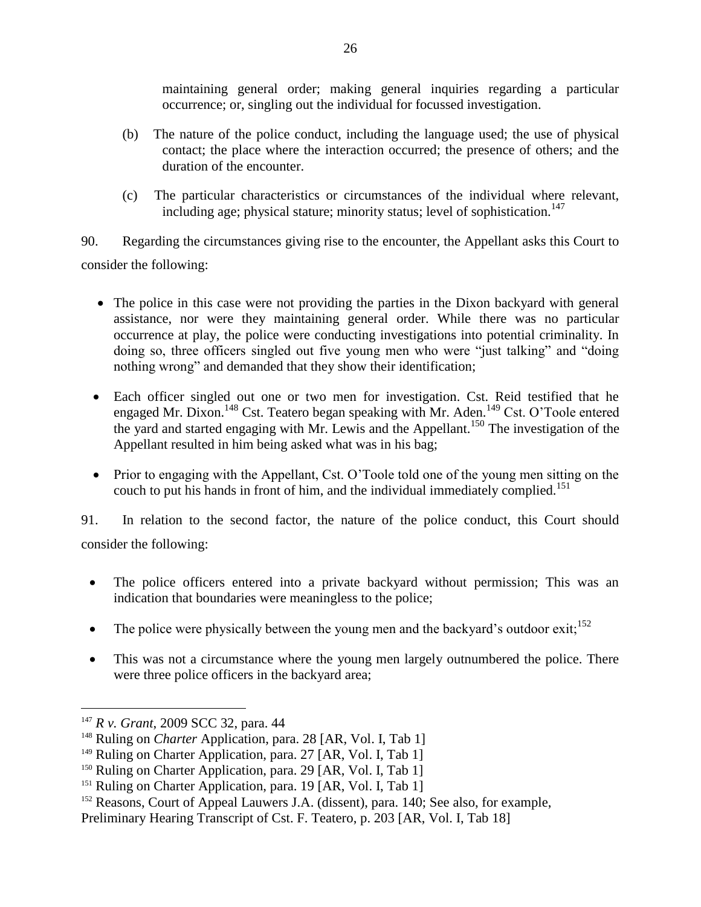maintaining general order; making general inquiries regarding a particular occurrence; or, singling out the individual for focussed investigation.

(b) The nature of the police conduct, including the language used; the use of physical contact; the place where the interaction occurred; the presence of others; and the duration of the encounter.

(c) The particular characteristics or circumstances of the individual where relevant, including age; physical stature; minority status; level of sophistication.[147]

90. Regarding the circumstances giving rise to the encounter, the Appellant asks this Court to consider the following:

- The police in this case were not providing the parties in the Dixon backyard with general assistance, nor were they maintaining general order. While there was no particular occurrence at play, the police were conducting investigations into potential criminality. In doing so, three officers singled out five young men who were "just talking" and "doing nothing wrong" and demanded that they show their identification;
- Each officer singled out one or two men for investigation. Cst. Reid testified that he engaged Mr. Dixon.[148] Cst. Teatero began speaking with Mr. Aden.[149] Cst. O'Toole entered the yard and started engaging with Mr. Lewis and the Appellant.[150] The investigation of the Appellant resulted in him being asked what was in his bag;
- Prior to engaging with the Appellant, Cst. O'Toole told one of the young men sitting on the couch to put his hands in front of him, and the individual immediately complied.[151]

91. In relation to the second factor, the nature of the police conduct, this Court should consider the following:

- The police officers entered into a private backyard without permission; This was an indication that boundaries were meaningless to the police;
- The police were physically between the young men and the backyard's outdoor exit;[152]
- This was not a circumstance where the young men largely outnumbered the police. There were three police officers in the backyard area;

---

[147] *R v. Grant*, 2009 SCC 32, para. 44

[148] Ruling on *Charter* Application, para. 28 [AR, Vol. I, Tab 1]

[149] Ruling on Charter Application, para. 27 [AR, Vol. I, Tab 1]

[150] Ruling on Charter Application, para. 29 [AR, Vol. I, Tab 1]

[151] Ruling on Charter Application, para. 19 [AR, Vol. I, Tab 1]

[152] Reasons, Court of Appeal Lauwers J.A. (dissent), para. 140; See also, for example, Preliminary Hearing Transcript of Cst. F. Teatero, p. 203 [AR, Vol. I, Tab 18]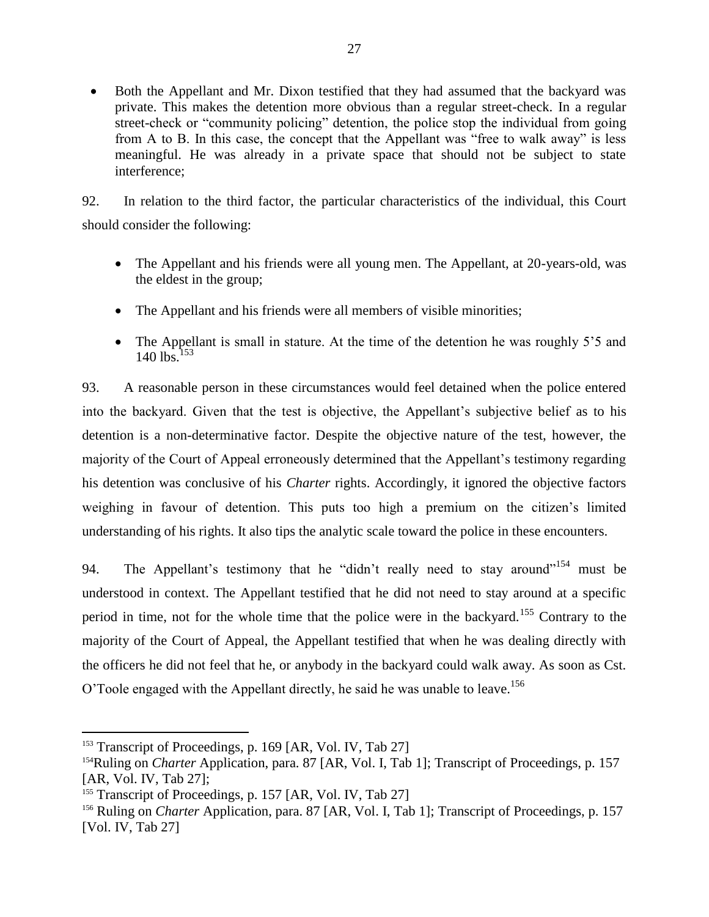- Both the Appellant and Mr. Dixon testified that they had assumed that the backyard was private. This makes the detention more obvious than a regular street-check. In a regular street-check or "community policing" detention, the police stop the individual from going from A to B. In this case, the concept that the Appellant was "free to walk away" is less meaningful. He was already in a private space that should not be subject to state interference;

92. In relation to the third factor, the particular characteristics of the individual, this Court should consider the following:

- The Appellant and his friends were all young men. The Appellant, at 20-years-old, was the eldest in the group;
- The Appellant and his friends were all members of visible minorities;
- The Appellant is small in stature. At the time of the detention he was roughly 5'5 and 140 lbs.[153]

93. A reasonable person in these circumstances would feel detained when the police entered into the backyard. Given that the test is objective, the Appellant's subjective belief as to his detention is a non-determinative factor. Despite the objective nature of the test, however, the majority of the Court of Appeal erroneously determined that the Appellant's testimony regarding his detention was conclusive of his *Charter* rights. Accordingly, it ignored the objective factors weighing in favour of detention. This puts too high a premium on the citizen's limited understanding of his rights. It also tips the analytic scale toward the police in these encounters.

94. The Appellant's testimony that he "didn't really need to stay around"[154] must be understood in context. The Appellant testified that he did not need to stay around at a specific period in time, not for the whole time that the police were in the backyard.[155] Contrary to the majority of the Court of Appeal, the Appellant testified that when he was dealing directly with the officers he did not feel that he, or anybody in the backyard could walk away. As soon as Cst. O'Toole engaged with the Appellant directly, he said he was unable to leave.[156]

---

[153] Transcript of Proceedings, p. 169 [AR, Vol. IV, Tab 27]

[154] Ruling on *Charter* Application, para. 87 [AR, Vol. I, Tab 1]; Transcript of Proceedings, p. 157 [AR, Vol. IV, Tab 27];

[155] Transcript of Proceedings, p. 157 [AR, Vol. IV, Tab 27]

[156] Ruling on *Charter* Application, para. 87 [AR, Vol. I, Tab 1]; Transcript of Proceedings, p. 157 [Vol. IV, Tab 27]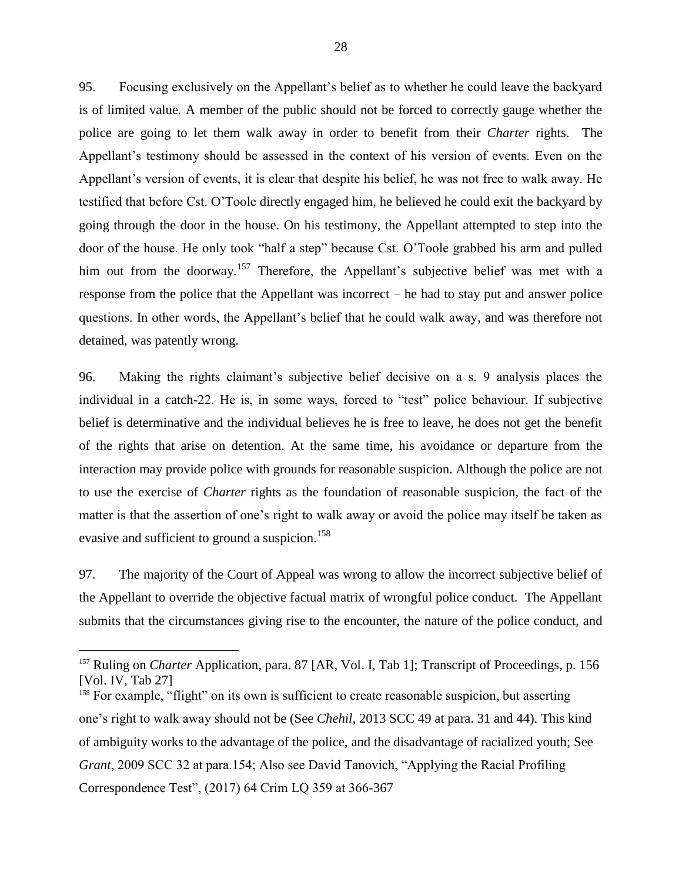95. Focusing exclusively on the Appellant's belief as to whether he could leave the backyard is of limited value. A member of the public should not be forced to correctly gauge whether the police are going to let them walk away in order to benefit from their *Charter* rights. The Appellant's testimony should be assessed in the context of his version of events. Even on the Appellant's version of events, it is clear that despite his belief, he was not free to walk away. He testified that before Cst. O'Toole directly engaged him, he believed he could exit the backyard by going through the door in the house. On his testimony, the Appellant attempted to step into the door of the house. He only took "half a step" because Cst. O'Toole grabbed his arm and pulled him out from the doorway.[157] Therefore, the Appellant's subjective belief was met with a response from the police that the Appellant was incorrect – he had to stay put and answer police questions. In other words, the Appellant's belief that he could walk away, and was therefore not detained, was patently wrong.

96. Making the rights claimant's subjective belief decisive on a s. 9 analysis places the individual in a catch-22. He is, in some ways, forced to "test" police behaviour. If subjective belief is determinative and the individual believes he is free to leave, he does not get the benefit of the rights that arise on detention. At the same time, his avoidance or departure from the interaction may provide police with grounds for reasonable suspicion. Although the police are not to use the exercise of *Charter* rights as the foundation of reasonable suspicion, the fact of the matter is that the assertion of one's right to walk away or avoid the police may itself be taken as evasive and sufficient to ground a suspicion.[158]

97. The majority of the Court of Appeal was wrong to allow the incorrect subjective belief of the Appellant to override the objective factual matrix of wrongful police conduct. The Appellant submits that the circumstances giving rise to the encounter, the nature of the police conduct, and

---

[157] Ruling on *Charter* Application, para. 87 [AR, Vol. I, Tab 1]; Transcript of Proceedings, p. 156 [Vol. IV, Tab 27]

[158] For example, "flight" on its own is sufficient to create reasonable suspicion, but asserting one's right to walk away should not be (See *Chehil*, 2013 SCC 49 at para. 31 and 44). This kind of ambiguity works to the advantage of the police, and the disadvantage of racialized youth; See *Grant*, 2009 SCC 32 at para.154; Also see David Tanovich, "Applying the Racial Profiling Correspondence Test", (2017) 64 Crim LQ 359 at 366-367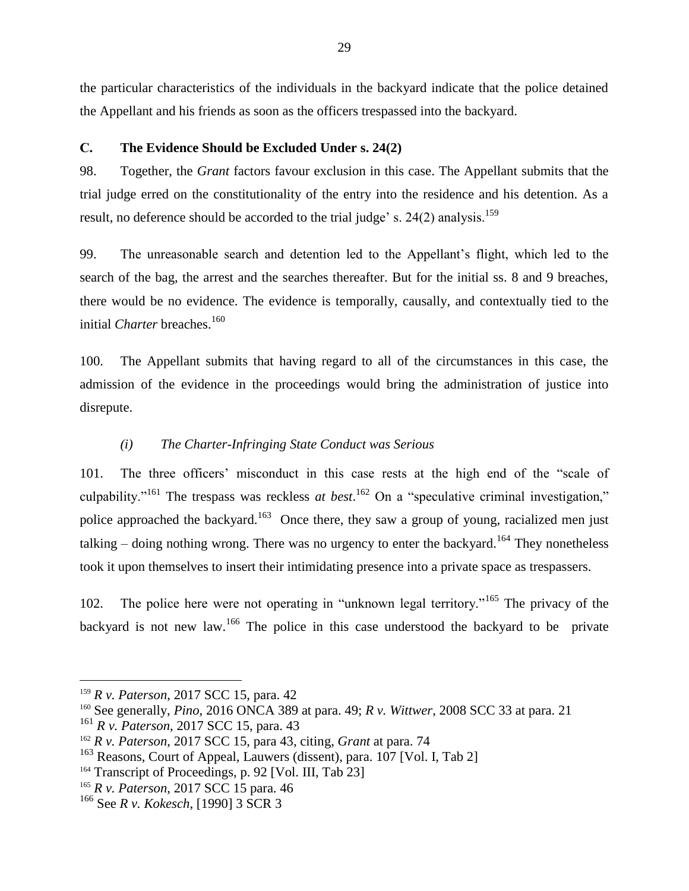the particular characteristics of the individuals in the backyard indicate that the police detained the Appellant and his friends as soon as the officers trespassed into the backyard.

### C. The Evidence Should be Excluded Under s. 24(2)

98. Together, the *Grant* factors favour exclusion in this case. The Appellant submits that the trial judge erred on the constitutionality of the entry into the residence and his detention. As a result, no deference should be accorded to the trial judge' s. 24(2) analysis.[159]

99. The unreasonable search and detention led to the Appellant's flight, which led to the search of the bag, the arrest and the searches thereafter. But for the initial ss. 8 and 9 breaches, there would be no evidence. The evidence is temporally, causally, and contextually tied to the initial *Charter* breaches.[160]

100. The Appellant submits that having regard to all of the circumstances in this case, the admission of the evidence in the proceedings would bring the administration of justice into disrepute.

#### *(i) The Charter-Infringing State Conduct was Serious*

101. The three officers' misconduct in this case rests at the high end of the "scale of culpability."[161] The trespass was reckless *at best*.[162] On a "speculative criminal investigation," police approached the backyard.[163] Once there, they saw a group of young, racialized men just talking – doing nothing wrong. There was no urgency to enter the backyard.[164] They nonetheless took it upon themselves to insert their intimidating presence into a private space as trespassers.

102. The police here were not operating in "unknown legal territory."[165] The privacy of the backyard is not new law.[166] The police in this case understood the backyard to be private

---

[159] *R v. Paterson*, 2017 SCC 15, para. 42

[160] See generally, *Pino*, 2016 ONCA 389 at para. 49; *R v. Wittwer*, 2008 SCC 33 at para. 21

[161] *R v. Paterson*, 2017 SCC 15, para. 43

[162] *R v. Paterson*, 2017 SCC 15, para 43, citing, *Grant* at para. 74

[163] Reasons, Court of Appeal, Lauwers (dissent), para. 107 [Vol. I, Tab 2]

[164] Transcript of Proceedings, p. 92 [Vol. III, Tab 23]

[165] *R v. Paterson*, 2017 SCC 15 para. 46

[166] See *R v. Kokesch*, [1990] 3 SCR 3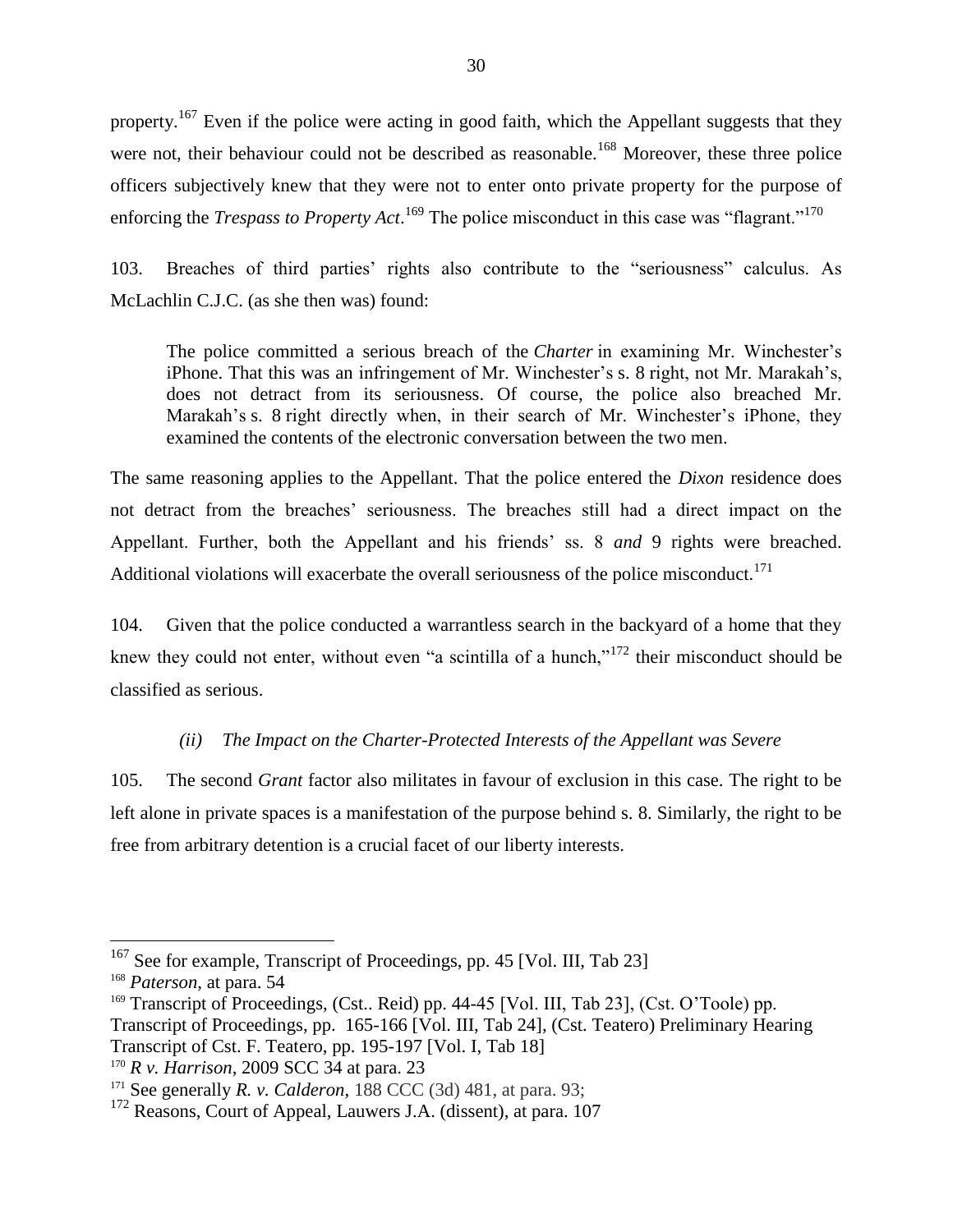property.[167] Even if the police were acting in good faith, which the Appellant suggests that they were not, their behaviour could not be described as reasonable.[168] Moreover, these three police officers subjectively knew that they were not to enter onto private property for the purpose of enforcing the *Trespass to Property Act*.[169] The police misconduct in this case was "flagrant."[170]

103. Breaches of third parties' rights also contribute to the "seriousness" calculus. As McLachlin C.J.C. (as she then was) found:

> The police committed a serious breach of the *Charter* in examining Mr. Winchester's iPhone. That this was an infringement of Mr. Winchester's s. 8 right, not Mr. Marakah's, does not detract from its seriousness. Of course, the police also breached Mr. Marakah's s. 8 right directly when, in their search of Mr. Winchester's iPhone, they examined the contents of the electronic conversation between the two men.

The same reasoning applies to the Appellant. That the police entered the *Dixon* residence does not detract from the breaches' seriousness. The breaches still had a direct impact on the Appellant. Further, both the Appellant and his friends' ss. 8 *and* 9 rights were breached. Additional violations will exacerbate the overall seriousness of the police misconduct.[171]

104. Given that the police conducted a warrantless search in the backyard of a home that they knew they could not enter, without even "a scintilla of a hunch,"[172] their misconduct should be classified as serious.

*(ii) The Impact on the Charter-Protected Interests of the Appellant was Severe*

105. The second *Grant* factor also militates in favour of exclusion in this case. The right to be left alone in private spaces is a manifestation of the purpose behind s. 8. Similarly, the right to be free from arbitrary detention is a crucial facet of our liberty interests.

---

[167] See for example, Transcript of Proceedings, pp. 45 [Vol. III, Tab 23]

[168] *Paterson*, at para. 54

[169] Transcript of Proceedings, (Cst.. Reid) pp. 44-45 [Vol. III, Tab 23], (Cst. O'Toole) pp. Transcript of Proceedings, pp. 165-166 [Vol. III, Tab 24], (Cst. Teatero) Preliminary Hearing Transcript of Cst. F. Teatero, pp. 195-197 [Vol. I, Tab 18]

[170] *R v. Harrison*, 2009 SCC 34 at para. 23

[171] See generally *R. v. Calderon*, 188 CCC (3d) 481, at para. 93;

[172] Reasons, Court of Appeal, Lauwers J.A. (dissent), at para. 107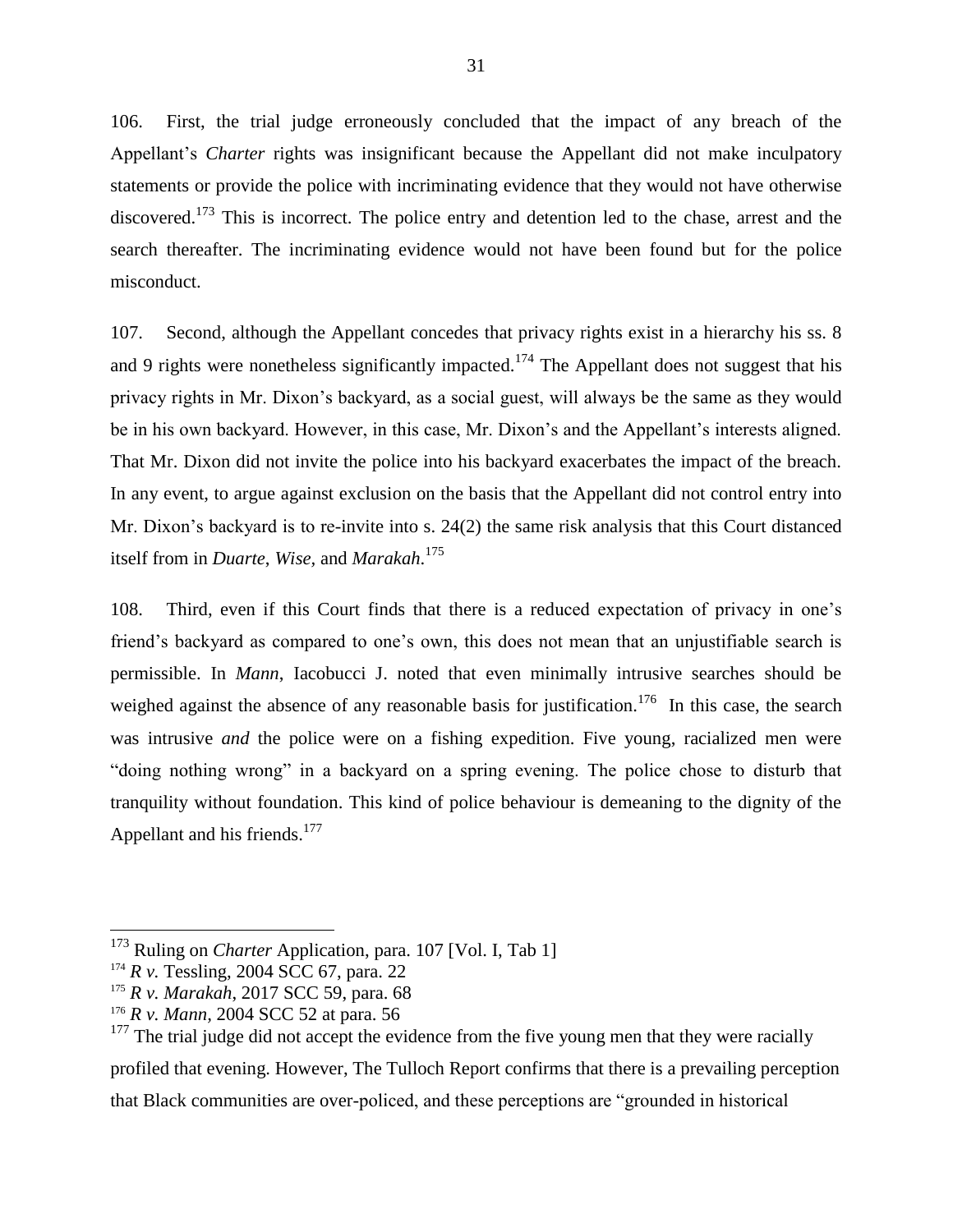106. First, the trial judge erroneously concluded that the impact of any breach of the Appellant's *Charter* rights was insignificant because the Appellant did not make inculpatory statements or provide the police with incriminating evidence that they would not have otherwise discovered.[173] This is incorrect. The police entry and detention led to the chase, arrest and the search thereafter. The incriminating evidence would not have been found but for the police misconduct.

107. Second, although the Appellant concedes that privacy rights exist in a hierarchy his ss. 8 and 9 rights were nonetheless significantly impacted.[174] The Appellant does not suggest that his privacy rights in Mr. Dixon's backyard, as a social guest, will always be the same as they would be in his own backyard. However, in this case, Mr. Dixon's and the Appellant's interests aligned. That Mr. Dixon did not invite the police into his backyard exacerbates the impact of the breach. In any event, to argue against exclusion on the basis that the Appellant did not control entry into Mr. Dixon's backyard is to re-invite into s. 24(2) the same risk analysis that this Court distanced itself from in *Duarte*, *Wise,* and *Marakah*.[175]

108. Third, even if this Court finds that there is a reduced expectation of privacy in one's friend's backyard as compared to one's own, this does not mean that an unjustifiable search is permissible. In *Mann*, Iacobucci J. noted that even minimally intrusive searches should be weighed against the absence of any reasonable basis for justification.[176] In this case, the search was intrusive *and* the police were on a fishing expedition. Five young, racialized men were "doing nothing wrong" in a backyard on a spring evening. The police chose to disturb that tranquility without foundation. This kind of police behaviour is demeaning to the dignity of the Appellant and his friends.[177]

---

[173] Ruling on *Charter* Application, para. 107 [Vol. I, Tab 1]

[174] *R v.* Tessling, 2004 SCC 67, para. 22

[175] *R v. Marakah*, 2017 SCC 59, para. 68

[176] *R v. Mann,* 2004 SCC 52 at para. 56

[177] The trial judge did not accept the evidence from the five young men that they were racially profiled that evening. However, The Tulloch Report confirms that there is a prevailing perception that Black communities are over-policed, and these perceptions are "grounded in historical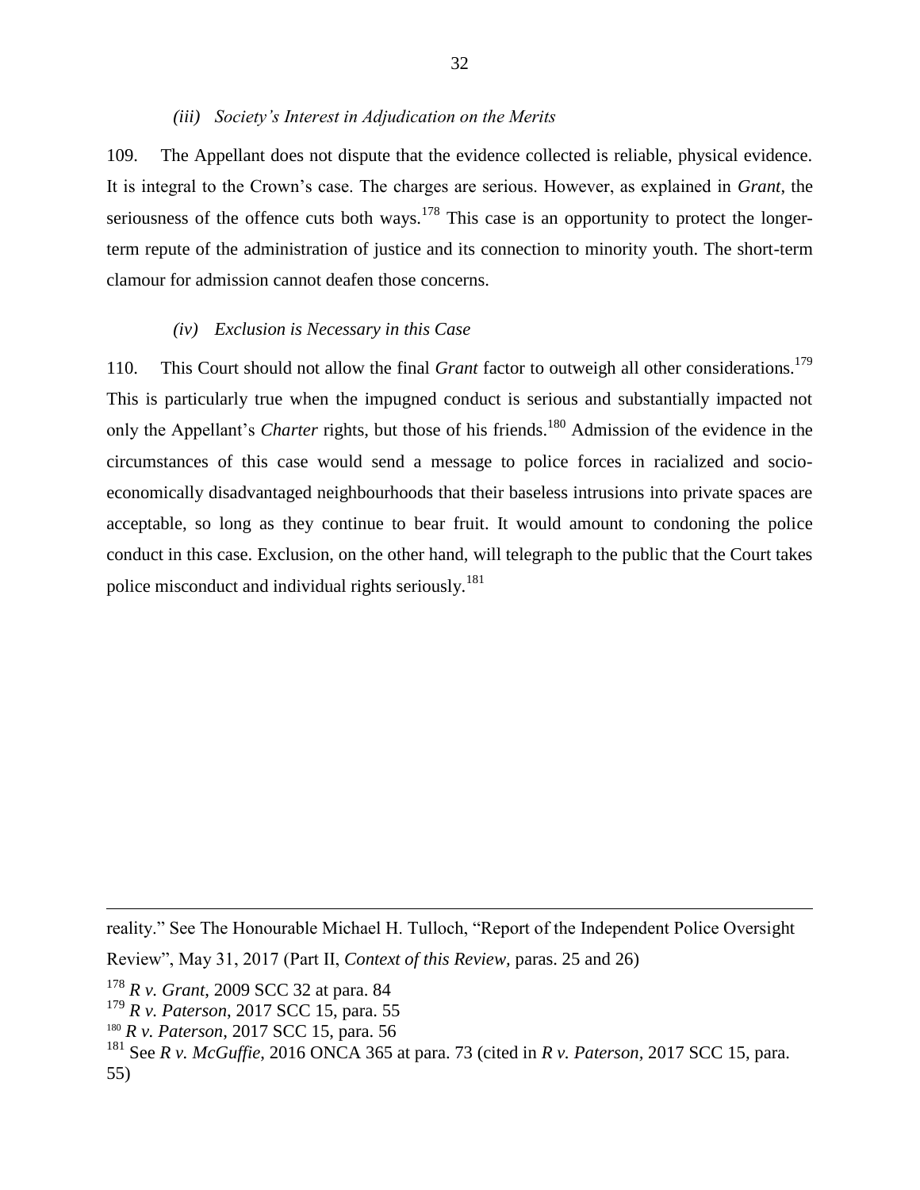### *(iii) Society's Interest in Adjudication on the Merits*

109. The Appellant does not dispute that the evidence collected is reliable, physical evidence. It is integral to the Crown's case. The charges are serious. However, as explained in *Grant*, the seriousness of the offence cuts both ways.[178] This case is an opportunity to protect the longer-term repute of the administration of justice and its connection to minority youth. The short-term clamour for admission cannot deafen those concerns.

### *(iv) Exclusion is Necessary in this Case*

110. This Court should not allow the final *Grant* factor to outweigh all other considerations.[179] This is particularly true when the impugned conduct is serious and substantially impacted not only the Appellant's *Charter* rights, but those of his friends.[180] Admission of the evidence in the circumstances of this case would send a message to police forces in racialized and socio-economically disadvantaged neighbourhoods that their baseless intrusions into private spaces are acceptable, so long as they continue to bear fruit. It would amount to condoning the police conduct in this case. Exclusion, on the other hand, will telegraph to the public that the Court takes police misconduct and individual rights seriously.[181]

---

reality." See The Honourable Michael H. Tulloch, "Report of the Independent Police Oversight Review", May 31, 2017 (Part II, *Context of this Review,* paras. 25 and 26)

[178] *R v. Grant*, 2009 SCC 32 at para. 84

[179] *R v. Paterson*, 2017 SCC 15, para. 55

[180] *R v. Paterson*, 2017 SCC 15, para. 56

[181] See *R v. McGuffie*, 2016 ONCA 365 at para. 73 (cited in *R v. Paterson*, 2017 SCC 15, para. 55)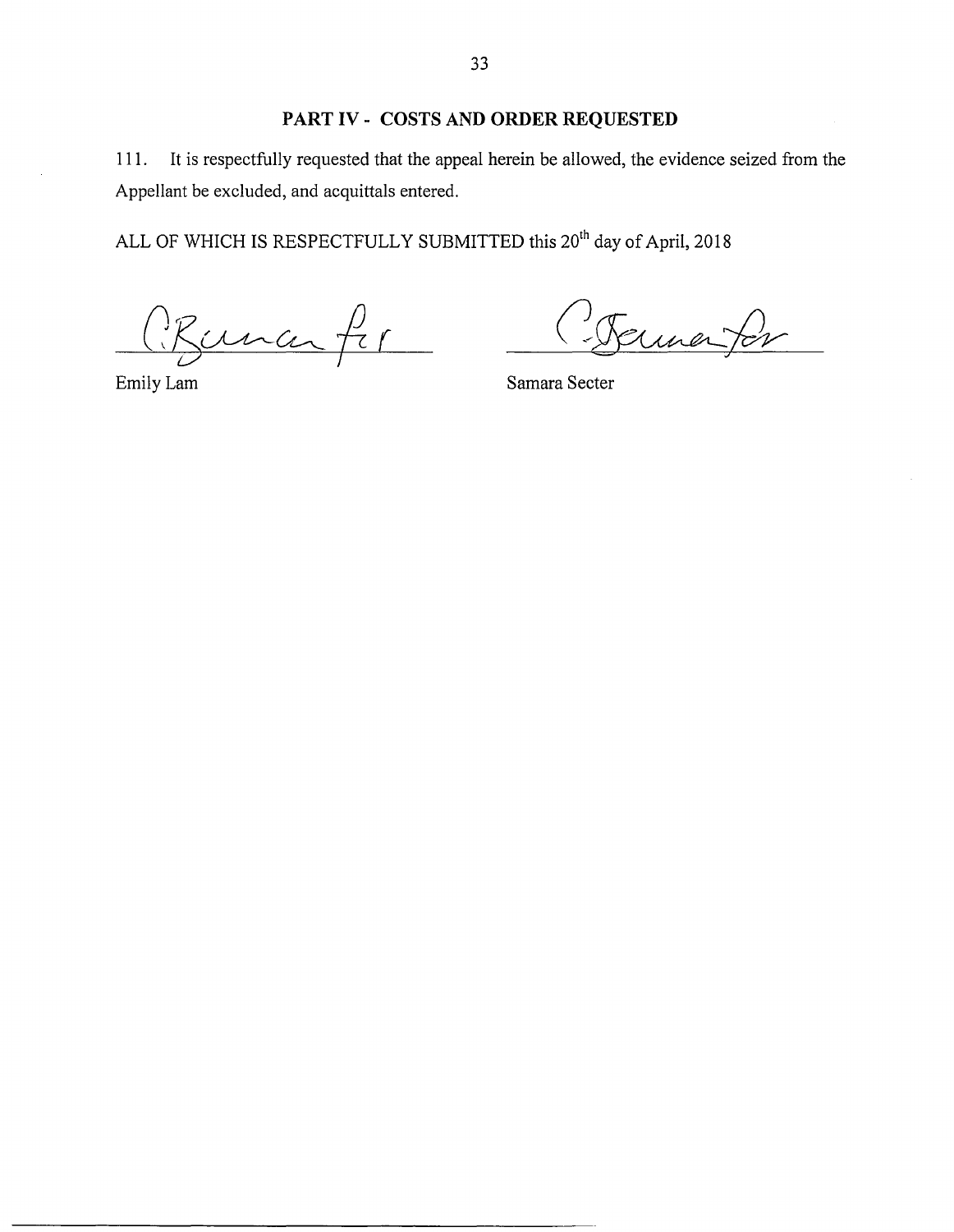## PART IV - COSTS AND ORDER REQUESTED

111. It is respectfully requested that the appeal herein be allowed, the evidence seized from the Appellant be excluded, and acquittals entered.

ALL OF WHICH IS RESPECTFULLY SUBMITTED this 20th day of April, 2018

| | |
|---|---|
| Emily Lam | Samara Secter |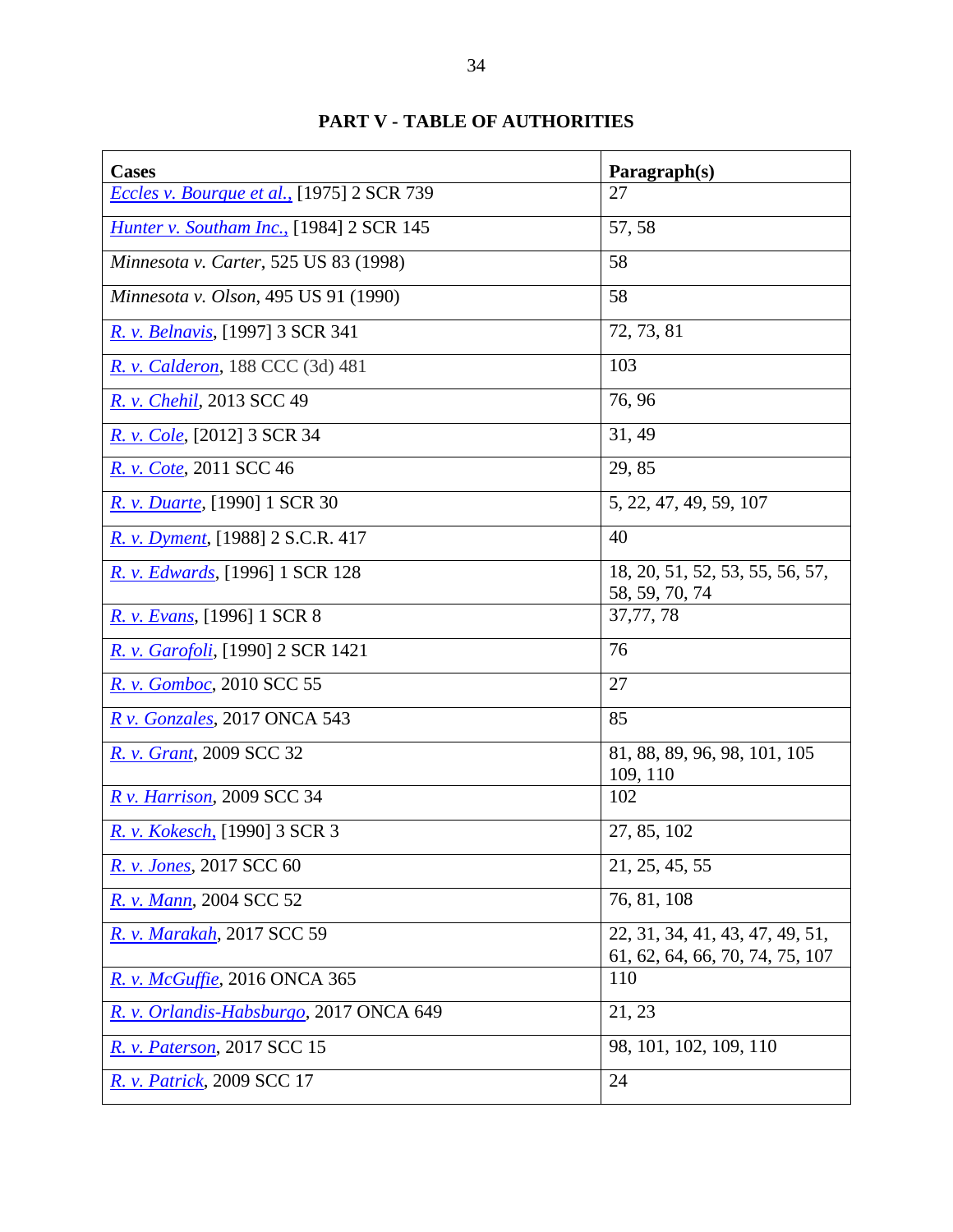# PART V - TABLE OF AUTHORITIES

| Cases | Paragraph(s) |
|---|---|
| *Eccles v. Bourque et al.,* [1975] 2 SCR 739 | 27 |
| *Hunter v. Southam Inc.,* [1984] 2 SCR 145 | 57, 58 |
| *Minnesota v. Carter*, 525 US 83 (1998) | 58 |
| *Minnesota v. Olson*, 495 US 91 (1990) | 58 |
| *R. v. Belnavis*, [1997] 3 SCR 341 | 72, 73, 81 |
| *R. v. Calderon*, 188 CCC (3d) 481 | 103 |
| *R. v. Chehil*, 2013 SCC 49 | 76, 96 |
| *R. v. Cole*, [2012] 3 SCR 34 | 31, 49 |
| *R. v. Cote*, 2011 SCC 46 | 29, 85 |
| *R. v. Duarte*, [1990] 1 SCR 30 | 5, 22, 47, 49, 59, 107 |
| *R. v. Dyment*, [1988] 2 S.C.R. 417 | 40 |
| *R. v. Edwards*, [1996] 1 SCR 128 | 18, 20, 51, 52, 53, 55, 56, 57, 58, 59, 70, 74 |
| *R. v. Evans*, [1996] 1 SCR 8 | 37,77, 78 |
| *R. v. Garofoli*, [1990] 2 SCR 1421 | 76 |
| *R. v. Gomboc*, 2010 SCC 55 | 27 |
| *R v. Gonzales*, 2017 ONCA 543 | 85 |
| *R. v. Grant*, 2009 SCC 32 | 81, 88, 89, 96, 98, 101, 105 109, 110 |
| *R v. Harrison*, 2009 SCC 34 | 102 |
| *R. v. Kokesch,* [1990] 3 SCR 3 | 27, 85, 102 |
| *R. v. Jones*, 2017 SCC 60 | 21, 25, 45, 55 |
| *R. v. Mann*, 2004 SCC 52 | 76, 81, 108 |
| *R. v. Marakah*, 2017 SCC 59 | 22, 31, 34, 41, 43, 47, 49, 51, 61, 62, 64, 66, 70, 74, 75, 107 |
| *R. v. McGuffie*, 2016 ONCA 365 | 110 |
| *R. v. Orlandis-Habsburgo*, 2017 ONCA 649 | 21, 23 |
| *R. v. Paterson*, 2017 SCC 15 | 98, 101, 102, 109, 110 |
| *R. v. Patrick*, 2009 SCC 17 | 24 |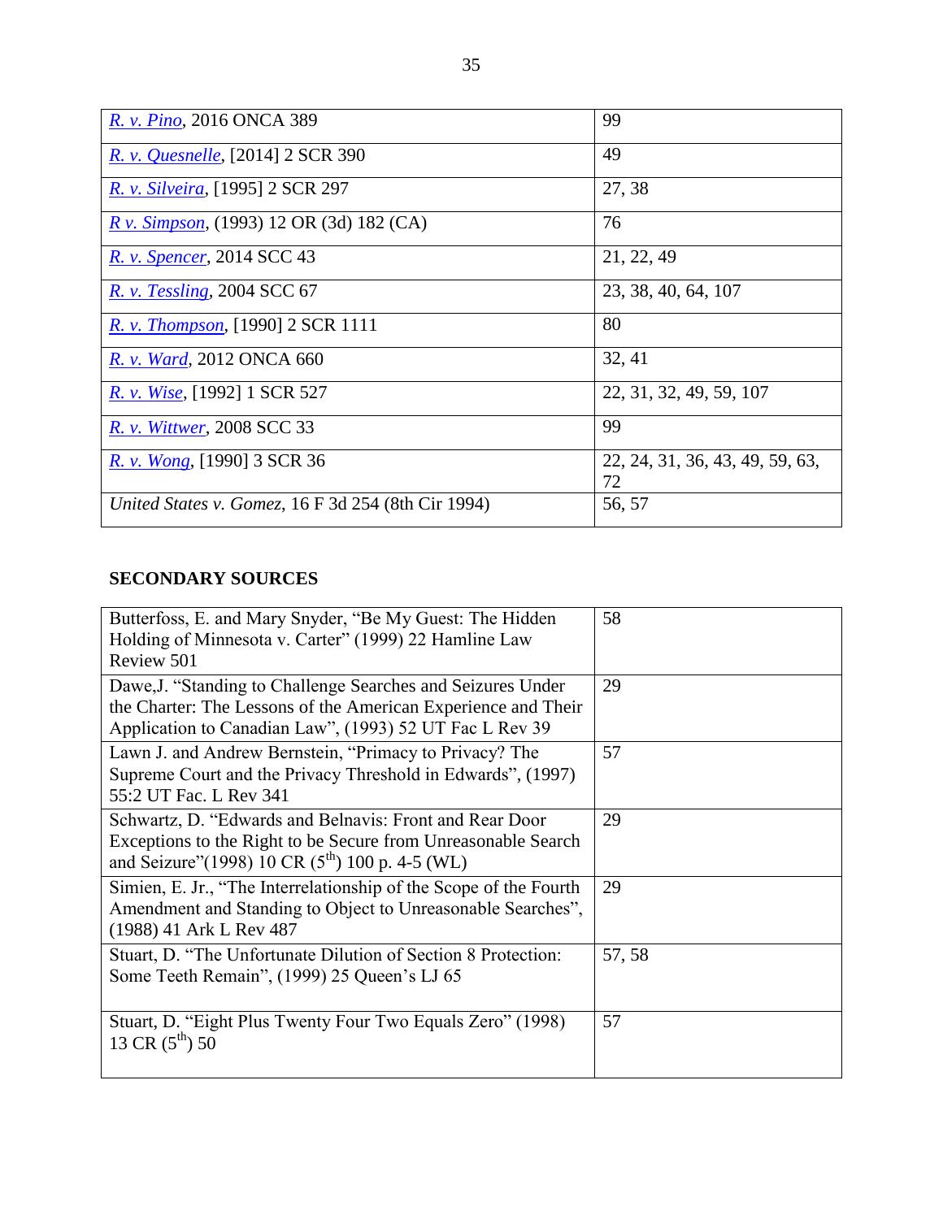| | |
|---|---|
| *R. v. Pino*, 2016 ONCA 389 | 99 |
| *R. v. Quesnelle*, [2014] 2 SCR 390 | 49 |
| *R. v. Silveira*, [1995] 2 SCR 297 | 27, 38 |
| *R v. Simpson*, (1993) 12 OR (3d) 182 (CA) | 76 |
| *R. v. Spencer*, 2014 SCC 43 | 21, 22, 49 |
| *R. v. Tessling*, 2004 SCC 67 | 23, 38, 40, 64, 107 |
| *R. v. Thompson*, [1990] 2 SCR 1111 | 80 |
| *R. v. Ward*, 2012 ONCA 660 | 32, 41 |
| *R. v. Wise*, [1992] 1 SCR 527 | 22, 31, 32, 49, 59, 107 |
| *R. v. Wittwer*, 2008 SCC 33 | 99 |
| *R. v. Wong*, [1990] 3 SCR 36 | 22, 24, 31, 36, 43, 49, 59, 63, 72 |
| *United States v. Gomez*, 16 F 3d 254 (8th Cir 1994) | 56, 57 |

## SECONDARY SOURCES

| | |
|---|---|
| Butterfoss, E. and Mary Snyder, "Be My Guest: The Hidden Holding of Minnesota v. Carter" (1999) 22 Hamline Law Review 501 | 58 |
| Dawe,J. "Standing to Challenge Searches and Seizures Under the Charter: The Lessons of the American Experience and Their Application to Canadian Law", (1993) 52 UT Fac L Rev 39 | 29 |
| Lawn J. and Andrew Bernstein, "Primacy to Privacy? The Supreme Court and the Privacy Threshold in Edwards", (1997) 55:2 UT Fac. L Rev 341 | 57 |
| Schwartz, D. "Edwards and Belnavis: Front and Rear Door Exceptions to the Right to be Secure from Unreasonable Search and Seizure"(1998) 10 CR (5th) 100 p. 4-5 (WL) | 29 |
| Simien, E. Jr., "The Interrelationship of the Scope of the Fourth Amendment and Standing to Object to Unreasonable Searches", (1988) 41 Ark L Rev 487 | 29 |
| Stuart, D. "The Unfortunate Dilution of Section 8 Protection: Some Teeth Remain", (1999) 25 Queen's LJ 65 | 57, 58 |
| Stuart, D. "Eight Plus Twenty Four Two Equals Zero" (1998) 13 CR (5th) 50 | 57 |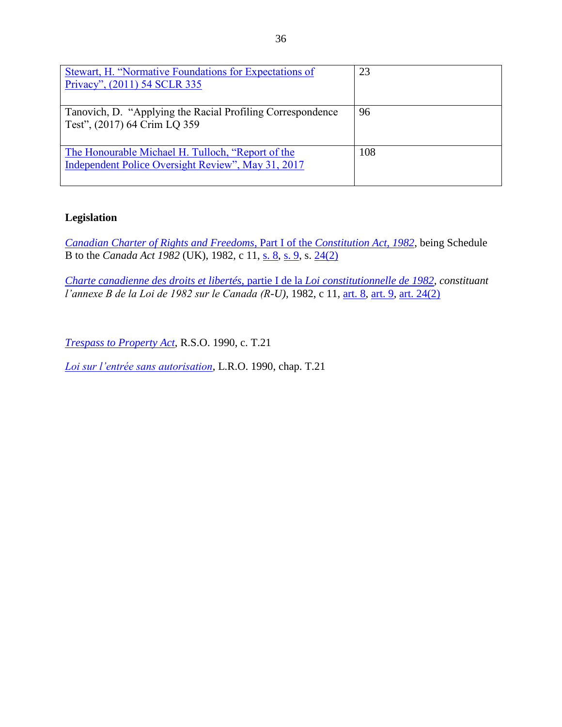| | |
|---|---|
| Stewart, H. "Normative Foundations for Expectations of Privacy", (2011) 54 SCLR 335 | 23 |
| Tanovich, D. "Applying the Racial Profiling Correspondence Test", (2017) 64 Crim LQ 359 | 96 |
| The Honourable Michael H. Tulloch, "Report of the Independent Police Oversight Review", May 31, 2017 | 108 |

**Legislation**

*Canadian Charter of Rights and Freedoms*, Part I of the *Constitution Act, 1982*, being Schedule B to the *Canada Act 1982* (UK), 1982, c 11, s. 8, s. 9, s. 24(2)

*Charte canadienne des droits et libertés*, partie I de la *Loi constitutionnelle de 1982*, *constituant l'annexe B de la Loi de 1982 sur le Canada (R-U)*, 1982, c 11, art. 8, art. 9, art. 24(2)

*Trespass to Property Act*, R.S.O. 1990, c. T.21

*Loi sur l'entrée sans autorisation*, L.R.O. 1990, chap. T.21